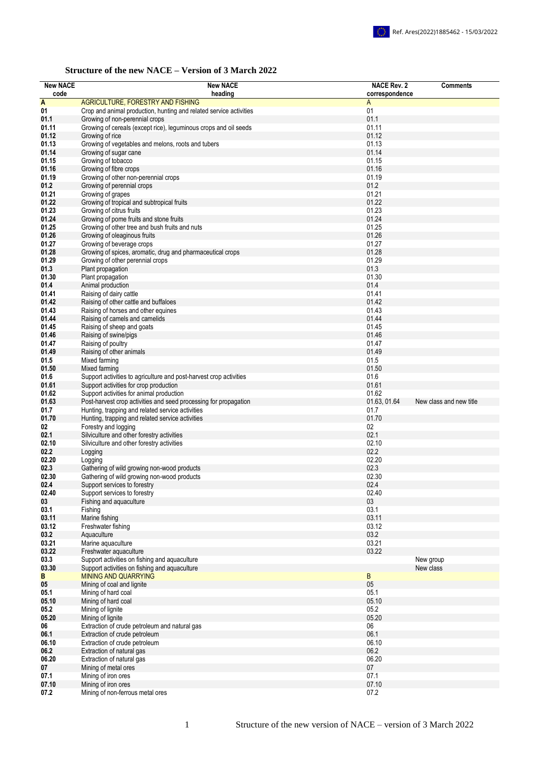Ref. Ares(2022)1885462 - 15/03/2022

## Structure of the new NACE – Version of 3 March 2022

| New NACE code | New NACE heading | NACE Rev. 2 correspondence | Comments |
|---|---|---|---|
| **A** | AGRICULTURE, FORESTRY AND FISHING | A | |
| **01** | Crop and animal production, hunting and related service activities | 01 | |
| **01.1** | Growing of non-perennial crops | 01.1 | |
| **01.11** | Growing of cereals (except rice), leguminous crops and oil seeds | 01.11 | |
| **01.12** | Growing of rice | 01.12 | |
| **01.13** | Growing of vegetables and melons, roots and tubers | 01.13 | |
| **01.14** | Growing of sugar cane | 01.14 | |
| **01.15** | Growing of tobacco | 01.15 | |
| **01.16** | Growing of fibre crops | 01.16 | |
| **01.19** | Growing of other non-perennial crops | 01.19 | |
| **01.2** | Growing of perennial crops | 01.2 | |
| **01.21** | Growing of grapes | 01.21 | |
| **01.22** | Growing of tropical and subtropical fruits | 01.22 | |
| **01.23** | Growing of citrus fruits | 01.23 | |
| **01.24** | Growing of pome fruits and stone fruits | 01.24 | |
| **01.25** | Growing of other tree and bush fruits and nuts | 01.25 | |
| **01.26** | Growing of oleaginous fruits | 01.26 | |
| **01.27** | Growing of beverage crops | 01.27 | |
| **01.28** | Growing of spices, aromatic, drug and pharmaceutical crops | 01.28 | |
| **01.29** | Growing of other perennial crops | 01.29 | |
| **01.3** | Plant propagation | 01.3 | |
| **01.30** | Plant propagation | 01.30 | |
| **01.4** | Animal production | 01.4 | |
| **01.41** | Raising of dairy cattle | 01.41 | |
| **01.42** | Raising of other cattle and buffaloes | 01.42 | |
| **01.43** | Raising of horses and other equines | 01.43 | |
| **01.44** | Raising of camels and camelids | 01.44 | |
| **01.45** | Raising of sheep and goats | 01.45 | |
| **01.46** | Raising of swine/pigs | 01.46 | |
| **01.47** | Raising of poultry | 01.47 | |
| **01.49** | Raising of other animals | 01.49 | |
| **01.5** | Mixed farming | 01.5 | |
| **01.50** | Mixed farming | 01.50 | |
| **01.6** | Support activities to agriculture and post-harvest crop activities | 01.6 | |
| **01.61** | Support activities for crop production | 01.61 | |
| **01.62** | Support activities for animal production | 01.62 | |
| **01.63** | Post-harvest crop activities and seed processing for propagation | 01.63, 01.64 | New class and new title |
| **01.7** | Hunting, trapping and related service activities | 01.7 | |
| **01.70** | Hunting, trapping and related service activities | 01.70 | |
| **02** | Forestry and logging | 02 | |
| **02.1** | Silviculture and other forestry activities | 02.1 | |
| **02.10** | Silviculture and other forestry activities | 02.10 | |
| **02.2** | Logging | 02.2 | |
| **02.20** | Logging | 02.20 | |
| **02.3** | Gathering of wild growing non-wood products | 02.3 | |
| **02.30** | Gathering of wild growing non-wood products | 02.30 | |
| **02.4** | Support services to forestry | 02.4 | |
| **02.40** | Support services to forestry | 02.40 | |
| **03** | Fishing and aquaculture | 03 | |
| **03.1** | Fishing | 03.1 | |
| **03.11** | Marine fishing | 03.11 | |
| **03.12** | Freshwater fishing | 03.12 | |
| **03.2** | Aquaculture | 03.2 | |
| **03.21** | Marine aquaculture | 03.21 | |
| **03.22** | Freshwater aquaculture | 03.22 | |
| **03.3** | Support activities on fishing and aquaculture | | New group |
| **03.30** | Support activities on fishing and aquaculture | | New class |
| **B** | MINING AND QUARRYING | B | |
| **05** | Mining of coal and lignite | 05 | |
| **05.1** | Mining of hard coal | 05.1 | |
| **05.10** | Mining of hard coal | 05.10 | |
| **05.2** | Mining of lignite | 05.2 | |
| **05.20** | Mining of lignite | 05.20 | |
| **06** | Extraction of crude petroleum and natural gas | 06 | |
| **06.1** | Extraction of crude petroleum | 06.1 | |
| **06.10** | Extraction of crude petroleum | 06.10 | |
| **06.2** | Extraction of natural gas | 06.2 | |
| **06.20** | Extraction of natural gas | 06.20 | |
| **07** | Mining of metal ores | 07 | |
| **07.1** | Mining of iron ores | 07.1 | |
| **07.10** | Mining of iron ores | 07.10 | |
| **07.2** | Mining of non-ferrous metal ores | 07.2 | |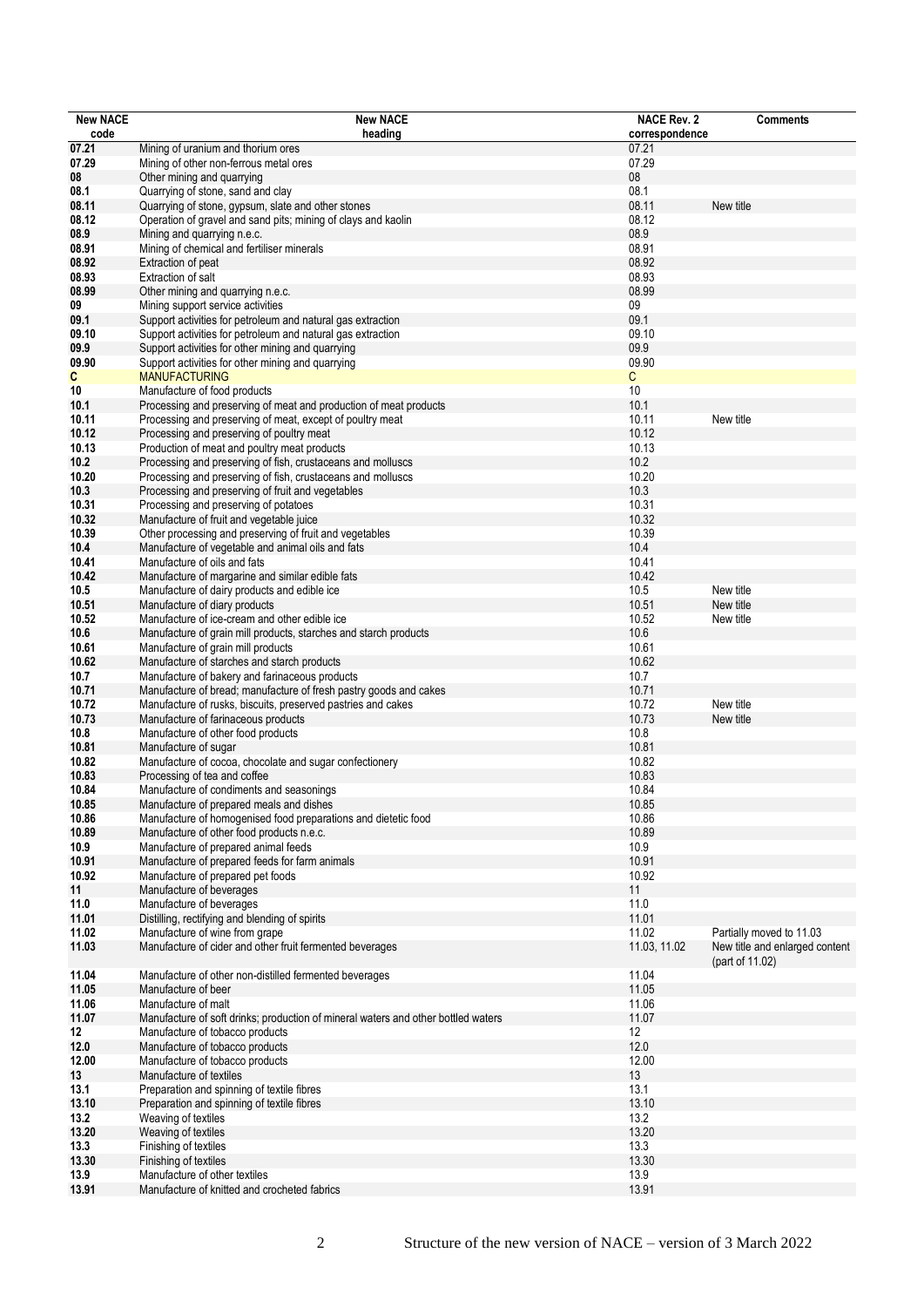| New NACE code | New NACE heading | NACE Rev. 2 correspondence | Comments |
|---|---|---|---|
| **07.21** | Mining of uranium and thorium ores | 07.21 | |
| **07.29** | Mining of other non-ferrous metal ores | 07.29 | |
| **08** | Other mining and quarrying | 08 | |
| **08.1** | Quarrying of stone, sand and clay | 08.1 | |
| **08.11** | Quarrying of stone, gypsum, slate and other stones | 08.11 | New title |
| **08.12** | Operation of gravel and sand pits; mining of clays and kaolin | 08.12 | |
| **08.9** | Mining and quarrying n.e.c. | 08.9 | |
| **08.91** | Mining of chemical and fertiliser minerals | 08.91 | |
| **08.92** | Extraction of peat | 08.92 | |
| **08.93** | Extraction of salt | 08.93 | |
| **08.99** | Other mining and quarrying n.e.c. | 08.99 | |
| **09** | Mining support service activities | 09 | |
| **09.1** | Support activities for petroleum and natural gas extraction | 09.1 | |
| **09.10** | Support activities for petroleum and natural gas extraction | 09.10 | |
| **09.9** | Support activities for other mining and quarrying | 09.9 | |
| **09.90** | Support activities for other mining and quarrying | 09.90 | |
| **C** | MANUFACTURING | C | |
| **10** | Manufacture of food products | 10 | |
| **10.1** | Processing and preserving of meat and production of meat products | 10.1 | |
| **10.11** | Processing and preserving of meat, except of poultry meat | 10.11 | New title |
| **10.12** | Processing and preserving of poultry meat | 10.12 | |
| **10.13** | Production of meat and poultry meat products | 10.13 | |
| **10.2** | Processing and preserving of fish, crustaceans and molluscs | 10.2 | |
| **10.20** | Processing and preserving of fish, crustaceans and molluscs | 10.20 | |
| **10.3** | Processing and preserving of fruit and vegetables | 10.3 | |
| **10.31** | Processing and preserving of potatoes | 10.31 | |
| **10.32** | Manufacture of fruit and vegetable juice | 10.32 | |
| **10.39** | Other processing and preserving of fruit and vegetables | 10.39 | |
| **10.4** | Manufacture of vegetable and animal oils and fats | 10.4 | |
| **10.41** | Manufacture of oils and fats | 10.41 | |
| **10.42** | Manufacture of margarine and similar edible fats | 10.42 | |
| **10.5** | Manufacture of dairy products and edible ice | 10.5 | New title |
| **10.51** | Manufacture of diary products | 10.51 | New title |
| **10.52** | Manufacture of ice-cream and other edible ice | 10.52 | New title |
| **10.6** | Manufacture of grain mill products, starches and starch products | 10.6 | |
| **10.61** | Manufacture of grain mill products | 10.61 | |
| **10.62** | Manufacture of starches and starch products | 10.62 | |
| **10.7** | Manufacture of bakery and farinaceous products | 10.7 | |
| **10.71** | Manufacture of bread; manufacture of fresh pastry goods and cakes | 10.71 | |
| **10.72** | Manufacture of rusks, biscuits, preserved pastries and cakes | 10.72 | New title |
| **10.73** | Manufacture of farinaceous products | 10.73 | New title |
| **10.8** | Manufacture of other food products | 10.8 | |
| **10.81** | Manufacture of sugar | 10.81 | |
| **10.82** | Manufacture of cocoa, chocolate and sugar confectionery | 10.82 | |
| **10.83** | Processing of tea and coffee | 10.83 | |
| **10.84** | Manufacture of condiments and seasonings | 10.84 | |
| **10.85** | Manufacture of prepared meals and dishes | 10.85 | |
| **10.86** | Manufacture of homogenised food preparations and dietetic food | 10.86 | |
| **10.89** | Manufacture of other food products n.e.c. | 10.89 | |
| **10.9** | Manufacture of prepared animal feeds | 10.9 | |
| **10.91** | Manufacture of prepared feeds for farm animals | 10.91 | |
| **10.92** | Manufacture of prepared pet foods | 10.92 | |
| **11** | Manufacture of beverages | 11 | |
| **11.0** | Manufacture of beverages | 11.0 | |
| **11.01** | Distilling, rectifying and blending of spirits | 11.01 | |
| **11.02** | Manufacture of wine from grape | 11.02 | Partially moved to 11.03 |
| **11.03** | Manufacture of cider and other fruit fermented beverages | 11.03, 11.02 | New title and enlarged content (part of 11.02) |
| **11.04** | Manufacture of other non-distilled fermented beverages | 11.04 | |
| **11.05** | Manufacture of beer | 11.05 | |
| **11.06** | Manufacture of malt | 11.06 | |
| **11.07** | Manufacture of soft drinks; production of mineral waters and other bottled waters | 11.07 | |
| **12** | Manufacture of tobacco products | 12 | |
| **12.0** | Manufacture of tobacco products | 12.0 | |
| **12.00** | Manufacture of tobacco products | 12.00 | |
| **13** | Manufacture of textiles | 13 | |
| **13.1** | Preparation and spinning of textile fibres | 13.1 | |
| **13.10** | Preparation and spinning of textile fibres | 13.10 | |
| **13.2** | Weaving of textiles | 13.2 | |
| **13.20** | Weaving of textiles | 13.20 | |
| **13.3** | Finishing of textiles | 13.3 | |
| **13.30** | Finishing of textiles | 13.30 | |
| **13.9** | Manufacture of other textiles | 13.9 | |
| **13.91** | Manufacture of knitted and crocheted fabrics | 13.91 | |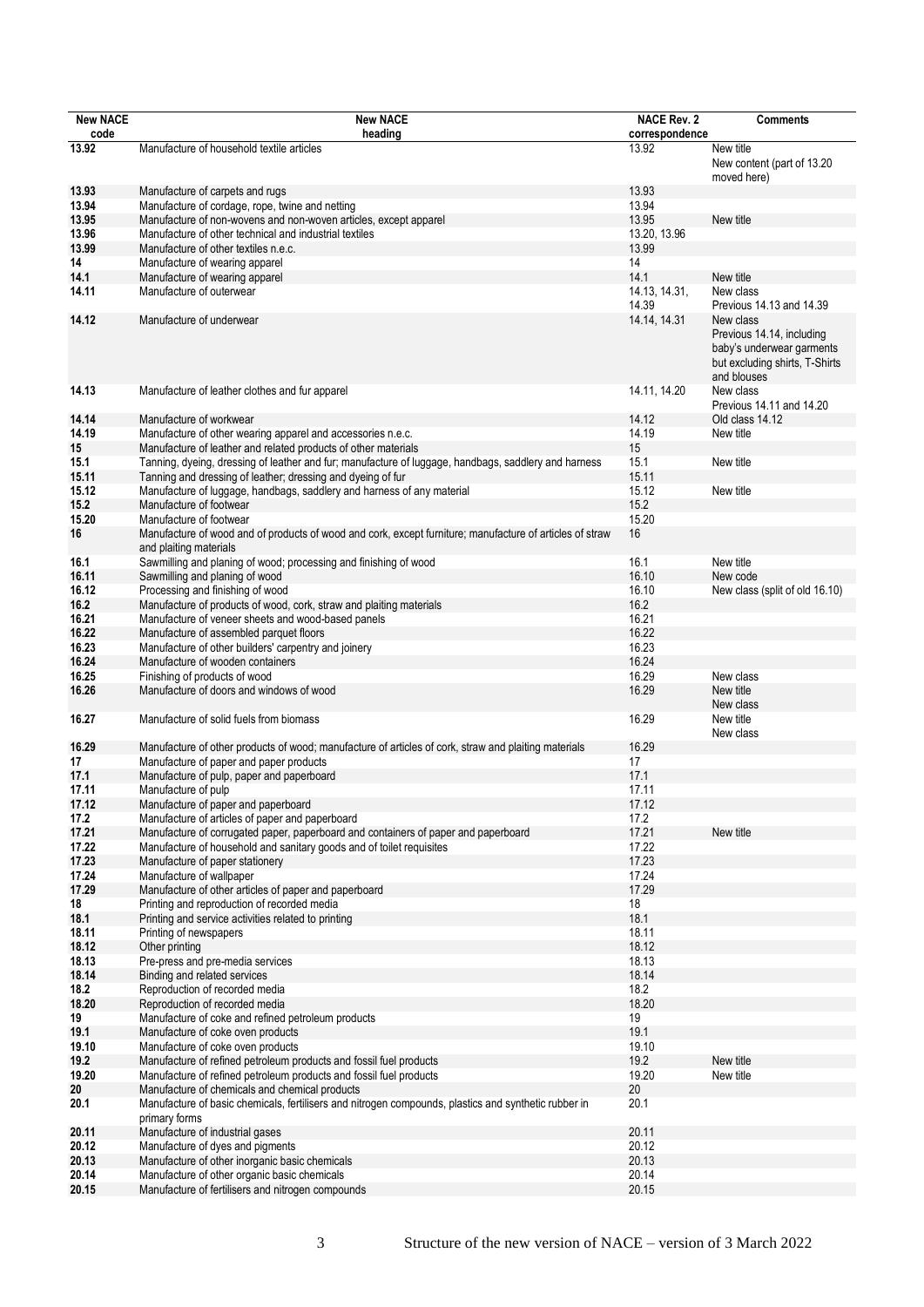| New NACE code | New NACE heading | NACE Rev. 2 correspondence | Comments |
|---|---|---|---|
| 13.92 | Manufacture of household textile articles | 13.92 | New title<br>New content (part of 13.20 moved here) |
| 13.93 | Manufacture of carpets and rugs | 13.93 | |
| 13.94 | Manufacture of cordage, rope, twine and netting | 13.94 | |
| 13.95 | Manufacture of non-wovens and non-woven articles, except apparel | 13.95 | New title |
| 13.96 | Manufacture of other technical and industrial textiles | 13.20, 13.96 | |
| 13.99 | Manufacture of other textiles n.e.c. | 13.99 | |
| 14 | Manufacture of wearing apparel | 14 | |
| 14.1 | Manufacture of wearing apparel | 14.1 | New title |
| 14.11 | Manufacture of outerwear | 14.13, 14.31, 14.39 | New class<br>Previous 14.13 and 14.39 |
| 14.12 | Manufacture of underwear | 14.14, 14.31 | New class<br>Previous 14.14, including baby's underwear garments but excluding shirts, T-Shirts and blouses |
| 14.13 | Manufacture of leather clothes and fur apparel | 14.11, 14.20 | New class<br>Previous 14.11 and 14.20 |
| 14.14 | Manufacture of workwear | 14.12 | Old class 14.12 |
| 14.19 | Manufacture of other wearing apparel and accessories n.e.c. | 14.19 | New title |
| 15 | Manufacture of leather and related products of other materials | 15 | |
| 15.1 | Tanning, dyeing, dressing of leather and fur; manufacture of luggage, handbags, saddlery and harness | 15.1 | New title |
| 15.11 | Tanning and dressing of leather; dressing and dyeing of fur | 15.11 | |
| 15.12 | Manufacture of luggage, handbags, saddlery and harness of any material | 15.12 | New title |
| 15.2 | Manufacture of footwear | 15.2 | |
| 15.20 | Manufacture of footwear | 15.20 | |
| 16 | Manufacture of wood and of products of wood and cork, except furniture; manufacture of articles of straw and plaiting materials | 16 | |
| 16.1 | Sawmilling and planing of wood; processing and finishing of wood | 16.1 | New title |
| 16.11 | Sawmilling and planing of wood | 16.10 | New code |
| 16.12 | Processing and finishing of wood | 16.10 | New class (split of old 16.10) |
| 16.2 | Manufacture of products of wood, cork, straw and plaiting materials | 16.2 | |
| 16.21 | Manufacture of veneer sheets and wood-based panels | 16.21 | |
| 16.22 | Manufacture of assembled parquet floors | 16.22 | |
| 16.23 | Manufacture of other builders' carpentry and joinery | 16.23 | |
| 16.24 | Manufacture of wooden containers | 16.24 | |
| 16.25 | Finishing of products of wood | 16.29 | New class |
| 16.26 | Manufacture of doors and windows of wood | 16.29 | New title<br>New class |
| 16.27 | Manufacture of solid fuels from biomass | 16.29 | New title<br>New class |
| 16.29 | Manufacture of other products of wood; manufacture of articles of cork, straw and plaiting materials | 16.29 | |
| 17 | Manufacture of paper and paper products | 17 | |
| 17.1 | Manufacture of pulp, paper and paperboard | 17.1 | |
| 17.11 | Manufacture of pulp | 17.11 | |
| 17.12 | Manufacture of paper and paperboard | 17.12 | |
| 17.2 | Manufacture of articles of paper and paperboard | 17.2 | |
| 17.21 | Manufacture of corrugated paper, paperboard and containers of paper and paperboard | 17.21 | New title |
| 17.22 | Manufacture of household and sanitary goods and of toilet requisites | 17.22 | |
| 17.23 | Manufacture of paper stationery | 17.23 | |
| 17.24 | Manufacture of wallpaper | 17.24 | |
| 17.29 | Manufacture of other articles of paper and paperboard | 17.29 | |
| 18 | Printing and reproduction of recorded media | 18 | |
| 18.1 | Printing and service activities related to printing | 18.1 | |
| 18.11 | Printing of newspapers | 18.11 | |
| 18.12 | Other printing | 18.12 | |
| 18.13 | Pre-press and pre-media services | 18.13 | |
| 18.14 | Binding and related services | 18.14 | |
| 18.2 | Reproduction of recorded media | 18.2 | |
| 18.20 | Reproduction of recorded media | 18.20 | |
| 19 | Manufacture of coke and refined petroleum products | 19 | |
| 19.1 | Manufacture of coke oven products | 19.1 | |
| 19.10 | Manufacture of coke oven products | 19.10 | |
| 19.2 | Manufacture of refined petroleum products and fossil fuel products | 19.2 | New title |
| 19.20 | Manufacture of refined petroleum products and fossil fuel products | 19.20 | New title |
| 20 | Manufacture of chemicals and chemical products | 20 | |
| 20.1 | Manufacture of basic chemicals, fertilisers and nitrogen compounds, plastics and synthetic rubber in primary forms | 20.1 | |
| 20.11 | Manufacture of industrial gases | 20.11 | |
| 20.12 | Manufacture of dyes and pigments | 20.12 | |
| 20.13 | Manufacture of other inorganic basic chemicals | 20.13 | |
| 20.14 | Manufacture of other organic basic chemicals | 20.14 | |
| 20.15 | Manufacture of fertilisers and nitrogen compounds | 20.15 | |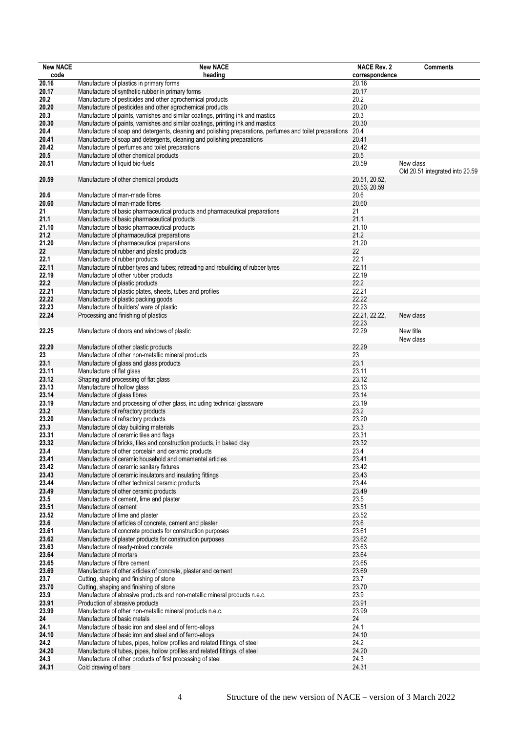| New NACE code | New NACE heading | NACE Rev. 2 correspondence | Comments |
|---|---|---|---|
| **20.16** | Manufacture of plastics in primary forms | 20.16 | |
| **20.17** | Manufacture of synthetic rubber in primary forms | 20.17 | |
| **20.2** | Manufacture of pesticides and other agrochemical products | 20.2 | |
| **20.20** | Manufacture of pesticides and other agrochemical products | 20.20 | |
| **20.3** | Manufacture of paints, varnishes and similar coatings, printing ink and mastics | 20.3 | |
| **20.30** | Manufacture of paints, varnishes and similar coatings, printing ink and mastics | 20.30 | |
| **20.4** | Manufacture of soap and detergents, cleaning and polishing preparations, perfumes and toilet preparations | 20.4 | |
| **20.41** | Manufacture of soap and detergents, cleaning and polishing preparations | 20.41 | |
| **20.42** | Manufacture of perfumes and toilet preparations | 20.42 | |
| **20.5** | Manufacture of other chemical products | 20.5 | |
| **20.51** | Manufacture of liquid bio-fuels | 20.59 | New class<br>Old 20.51 integrated into 20.59 |
| **20.59** | Manufacture of other chemical products | 20.51, 20.52, 20.53, 20.59 | |
| **20.6** | Manufacture of man-made fibres | 20.6 | |
| **20.60** | Manufacture of man-made fibres | 20.60 | |
| **21** | Manufacture of basic pharmaceutical products and pharmaceutical preparations | 21 | |
| **21.1** | Manufacture of basic pharmaceutical products | 21.1 | |
| **21.10** | Manufacture of basic pharmaceutical products | 21.10 | |
| **21.2** | Manufacture of pharmaceutical preparations | 21.2 | |
| **21.20** | Manufacture of pharmaceutical preparations | 21.20 | |
| **22** | Manufacture of rubber and plastic products | 22 | |
| **22.1** | Manufacture of rubber products | 22.1 | |
| **22.11** | Manufacture of rubber tyres and tubes; retreading and rebuilding of rubber tyres | 22.11 | |
| **22.19** | Manufacture of other rubber products | 22.19 | |
| **22.2** | Manufacture of plastic products | 22.2 | |
| **22.21** | Manufacture of plastic plates, sheets, tubes and profiles | 22.21 | |
| **22.22** | Manufacture of plastic packing goods | 22.22 | |
| **22.23** | Manufacture of builders' ware of plastic | 22.23 | |
| **22.24** | Processing and finishing of plastics | 22.21, 22.22, 22.23 | New class |
| **22.25** | Manufacture of doors and windows of plastic | 22.29 | New title<br>New class |
| **22.29** | Manufacture of other plastic products | 22.29 | |
| **23** | Manufacture of other non-metallic mineral products | 23 | |
| **23.1** | Manufacture of glass and glass products | 23.1 | |
| **23.11** | Manufacture of flat glass | 23.11 | |
| **23.12** | Shaping and processing of flat glass | 23.12 | |
| **23.13** | Manufacture of hollow glass | 23.13 | |
| **23.14** | Manufacture of glass fibres | 23.14 | |
| **23.19** | Manufacture and processing of other glass, including technical glassware | 23.19 | |
| **23.2** | Manufacture of refractory products | 23.2 | |
| **23.20** | Manufacture of refractory products | 23.20 | |
| **23.3** | Manufacture of clay building materials | 23.3 | |
| **23.31** | Manufacture of ceramic tiles and flags | 23.31 | |
| **23.32** | Manufacture of bricks, tiles and construction products, in baked clay | 23.32 | |
| **23.4** | Manufacture of other porcelain and ceramic products | 23.4 | |
| **23.41** | Manufacture of ceramic household and ornamental articles | 23.41 | |
| **23.42** | Manufacture of ceramic sanitary fixtures | 23.42 | |
| **23.43** | Manufacture of ceramic insulators and insulating fittings | 23.43 | |
| **23.44** | Manufacture of other technical ceramic products | 23.44 | |
| **23.49** | Manufacture of other ceramic products | 23.49 | |
| **23.5** | Manufacture of cement, lime and plaster | 23.5 | |
| **23.51** | Manufacture of cement | 23.51 | |
| **23.52** | Manufacture of lime and plaster | 23.52 | |
| **23.6** | Manufacture of articles of concrete, cement and plaster | 23.6 | |
| **23.61** | Manufacture of concrete products for construction purposes | 23.61 | |
| **23.62** | Manufacture of plaster products for construction purposes | 23.62 | |
| **23.63** | Manufacture of ready-mixed concrete | 23.63 | |
| **23.64** | Manufacture of mortars | 23.64 | |
| **23.65** | Manufacture of fibre cement | 23.65 | |
| **23.69** | Manufacture of other articles of concrete, plaster and cement | 23.69 | |
| **23.7** | Cutting, shaping and finishing of stone | 23.7 | |
| **23.70** | Cutting, shaping and finishing of stone | 23.70 | |
| **23.9** | Manufacture of abrasive products and non-metallic mineral products n.e.c. | 23.9 | |
| **23.91** | Production of abrasive products | 23.91 | |
| **23.99** | Manufacture of other non-metallic mineral products n.e.c. | 23.99 | |
| **24** | Manufacture of basic metals | 24 | |
| **24.1** | Manufacture of basic iron and steel and of ferro-alloys | 24.1 | |
| **24.10** | Manufacture of basic iron and steel and of ferro-alloys | 24.10 | |
| **24.2** | Manufacture of tubes, pipes, hollow profiles and related fittings, of steel | 24.2 | |
| **24.20** | Manufacture of tubes, pipes, hollow profiles and related fittings, of steel | 24.20 | |
| **24.3** | Manufacture of other products of first processing of steel | 24.3 | |
| **24.31** | Cold drawing of bars | 24.31 | |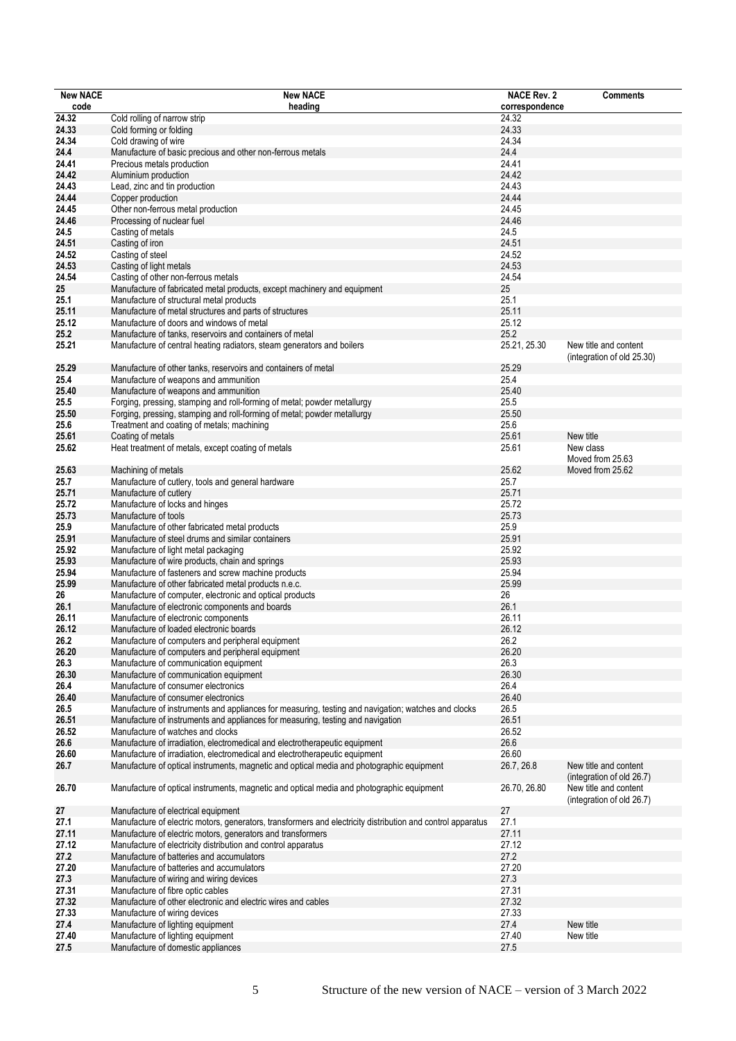| New NACE code | New NACE heading | NACE Rev. 2 correspondence | Comments |
|---|---|---|---|
| **24.32** | Cold rolling of narrow strip | 24.32 | |
| **24.33** | Cold forming or folding | 24.33 | |
| **24.34** | Cold drawing of wire | 24.34 | |
| **24.4** | Manufacture of basic precious and other non-ferrous metals | 24.4 | |
| **24.41** | Precious metals production | 24.41 | |
| **24.42** | Aluminium production | 24.42 | |
| **24.43** | Lead, zinc and tin production | 24.43 | |
| **24.44** | Copper production | 24.44 | |
| **24.45** | Other non-ferrous metal production | 24.45 | |
| **24.46** | Processing of nuclear fuel | 24.46 | |
| **24.5** | Casting of metals | 24.5 | |
| **24.51** | Casting of iron | 24.51 | |
| **24.52** | Casting of steel | 24.52 | |
| **24.53** | Casting of light metals | 24.53 | |
| **24.54** | Casting of other non-ferrous metals | 24.54 | |
| **25** | Manufacture of fabricated metal products, except machinery and equipment | 25 | |
| **25.1** | Manufacture of structural metal products | 25.1 | |
| **25.11** | Manufacture of metal structures and parts of structures | 25.11 | |
| **25.12** | Manufacture of doors and windows of metal | 25.12 | |
| **25.2** | Manufacture of tanks, reservoirs and containers of metal | 25.2 | |
| **25.21** | Manufacture of central heating radiators, steam generators and boilers | 25.21, 25.30 | New title and content (integration of old 25.30) |
| **25.29** | Manufacture of other tanks, reservoirs and containers of metal | 25.29 | |
| **25.4** | Manufacture of weapons and ammunition | 25.4 | |
| **25.40** | Manufacture of weapons and ammunition | 25.40 | |
| **25.5** | Forging, pressing, stamping and roll-forming of metal; powder metallurgy | 25.5 | |
| **25.50** | Forging, pressing, stamping and roll-forming of metal; powder metallurgy | 25.50 | |
| **25.6** | Treatment and coating of metals; machining | 25.6 | |
| **25.61** | Coating of metals | 25.61 | New title |
| **25.62** | Heat treatment of metals, except coating of metals | 25.61 | New class Moved from 25.63 |
| **25.63** | Machining of metals | 25.62 | Moved from 25.62 |
| **25.7** | Manufacture of cutlery, tools and general hardware | 25.7 | |
| **25.71** | Manufacture of cutlery | 25.71 | |
| **25.72** | Manufacture of locks and hinges | 25.72 | |
| **25.73** | Manufacture of tools | 25.73 | |
| **25.9** | Manufacture of other fabricated metal products | 25.9 | |
| **25.91** | Manufacture of steel drums and similar containers | 25.91 | |
| **25.92** | Manufacture of light metal packaging | 25.92 | |
| **25.93** | Manufacture of wire products, chain and springs | 25.93 | |
| **25.94** | Manufacture of fasteners and screw machine products | 25.94 | |
| **25.99** | Manufacture of other fabricated metal products n.e.c. | 25.99 | |
| **26** | Manufacture of computer, electronic and optical products | 26 | |
| **26.1** | Manufacture of electronic components and boards | 26.1 | |
| **26.11** | Manufacture of electronic components | 26.11 | |
| **26.12** | Manufacture of loaded electronic boards | 26.12 | |
| **26.2** | Manufacture of computers and peripheral equipment | 26.2 | |
| **26.20** | Manufacture of computers and peripheral equipment | 26.20 | |
| **26.3** | Manufacture of communication equipment | 26.3 | |
| **26.30** | Manufacture of communication equipment | 26.30 | |
| **26.4** | Manufacture of consumer electronics | 26.4 | |
| **26.40** | Manufacture of consumer electronics | 26.40 | |
| **26.5** | Manufacture of instruments and appliances for measuring, testing and navigation; watches and clocks | 26.5 | |
| **26.51** | Manufacture of instruments and appliances for measuring, testing and navigation | 26.51 | |
| **26.52** | Manufacture of watches and clocks | 26.52 | |
| **26.6** | Manufacture of irradiation, electromedical and electrotherapeutic equipment | 26.6 | |
| **26.60** | Manufacture of irradiation, electromedical and electrotherapeutic equipment | 26.60 | |
| **26.7** | Manufacture of optical instruments, magnetic and optical media and photographic equipment | 26.7, 26.8 | New title and content (integration of old 26.7) |
| **26.70** | Manufacture of optical instruments, magnetic and optical media and photographic equipment | 26.70, 26.80 | New title and content (integration of old 26.7) |
| **27** | Manufacture of electrical equipment | 27 | |
| **27.1** | Manufacture of electric motors, generators, transformers and electricity distribution and control apparatus | 27.1 | |
| **27.11** | Manufacture of electric motors, generators and transformers | 27.11 | |
| **27.12** | Manufacture of electricity distribution and control apparatus | 27.12 | |
| **27.2** | Manufacture of batteries and accumulators | 27.2 | |
| **27.20** | Manufacture of batteries and accumulators | 27.20 | |
| **27.3** | Manufacture of wiring and wiring devices | 27.3 | |
| **27.31** | Manufacture of fibre optic cables | 27.31 | |
| **27.32** | Manufacture of other electronic and electric wires and cables | 27.32 | |
| **27.33** | Manufacture of wiring devices | 27.33 | |
| **27.4** | Manufacture of lighting equipment | 27.4 | New title |
| **27.40** | Manufacture of lighting equipment | 27.40 | New title |
| **27.5** | Manufacture of domestic appliances | 27.5 | |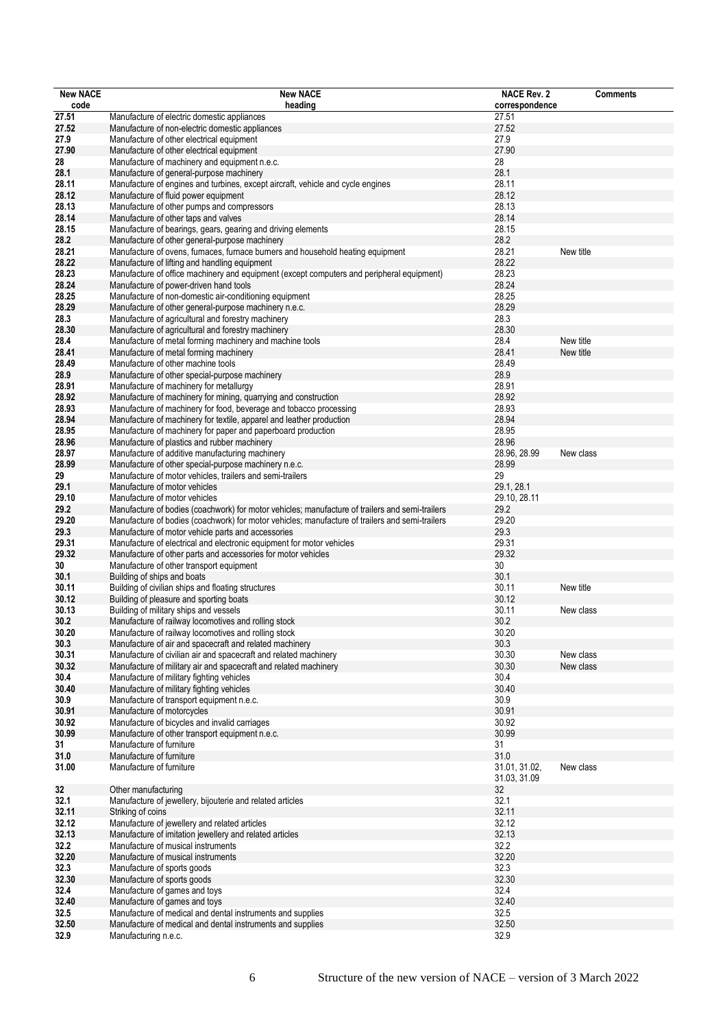| New NACE code | New NACE heading | NACE Rev. 2 correspondence | Comments |
|---|---|---|---|
| 27.51 | Manufacture of electric domestic appliances | 27.51 | |
| 27.52 | Manufacture of non-electric domestic appliances | 27.52 | |
| 27.9 | Manufacture of other electrical equipment | 27.9 | |
| 27.90 | Manufacture of other electrical equipment | 27.90 | |
| 28 | Manufacture of machinery and equipment n.e.c. | 28 | |
| 28.1 | Manufacture of general-purpose machinery | 28.1 | |
| 28.11 | Manufacture of engines and turbines, except aircraft, vehicle and cycle engines | 28.11 | |
| 28.12 | Manufacture of fluid power equipment | 28.12 | |
| 28.13 | Manufacture of other pumps and compressors | 28.13 | |
| 28.14 | Manufacture of other taps and valves | 28.14 | |
| 28.15 | Manufacture of bearings, gears, gearing and driving elements | 28.15 | |
| 28.2 | Manufacture of other general-purpose machinery | 28.2 | |
| 28.21 | Manufacture of ovens, furnaces, furnace burners and household heating equipment | 28.21 | New title |
| 28.22 | Manufacture of lifting and handling equipment | 28.22 | |
| 28.23 | Manufacture of office machinery and equipment (except computers and peripheral equipment) | 28.23 | |
| 28.24 | Manufacture of power-driven hand tools | 28.24 | |
| 28.25 | Manufacture of non-domestic air-conditioning equipment | 28.25 | |
| 28.29 | Manufacture of other general-purpose machinery n.e.c. | 28.29 | |
| 28.3 | Manufacture of agricultural and forestry machinery | 28.3 | |
| 28.30 | Manufacture of agricultural and forestry machinery | 28.30 | |
| 28.4 | Manufacture of metal forming machinery and machine tools | 28.4 | New title |
| 28.41 | Manufacture of metal forming machinery | 28.41 | New title |
| 28.49 | Manufacture of other machine tools | 28.49 | |
| 28.9 | Manufacture of other special-purpose machinery | 28.9 | |
| 28.91 | Manufacture of machinery for metallurgy | 28.91 | |
| 28.92 | Manufacture of machinery for mining, quarrying and construction | 28.92 | |
| 28.93 | Manufacture of machinery for food, beverage and tobacco processing | 28.93 | |
| 28.94 | Manufacture of machinery for textile, apparel and leather production | 28.94 | |
| 28.95 | Manufacture of machinery for paper and paperboard production | 28.95 | |
| 28.96 | Manufacture of plastics and rubber machinery | 28.96 | |
| 28.97 | Manufacture of additive manufacturing machinery | 28.96, 28.99 | New class |
| 28.99 | Manufacture of other special-purpose machinery n.e.c. | 28.99 | |
| 29 | Manufacture of motor vehicles, trailers and semi-trailers | 29 | |
| 29.1 | Manufacture of motor vehicles | 29.1, 28.1 | |
| 29.10 | Manufacture of motor vehicles | 29.10, 28.11 | |
| 29.2 | Manufacture of bodies (coachwork) for motor vehicles; manufacture of trailers and semi-trailers | 29.2 | |
| 29.20 | Manufacture of bodies (coachwork) for motor vehicles; manufacture of trailers and semi-trailers | 29.20 | |
| 29.3 | Manufacture of motor vehicle parts and accessories | 29.3 | |
| 29.31 | Manufacture of electrical and electronic equipment for motor vehicles | 29.31 | |
| 29.32 | Manufacture of other parts and accessories for motor vehicles | 29.32 | |
| 30 | Manufacture of other transport equipment | 30 | |
| 30.1 | Building of ships and boats | 30.1 | |
| 30.11 | Building of civilian ships and floating structures | 30.11 | New title |
| 30.12 | Building of pleasure and sporting boats | 30.12 | |
| 30.13 | Building of military ships and vessels | 30.11 | New class |
| 30.2 | Manufacture of railway locomotives and rolling stock | 30.2 | |
| 30.20 | Manufacture of railway locomotives and rolling stock | 30.20 | |
| 30.3 | Manufacture of air and spacecraft and related machinery | 30.3 | |
| 30.31 | Manufacture of civilian air and spacecraft and related machinery | 30.30 | New class |
| 30.32 | Manufacture of military air and spacecraft and related machinery | 30.30 | New class |
| 30.4 | Manufacture of military fighting vehicles | 30.4 | |
| 30.40 | Manufacture of military fighting vehicles | 30.40 | |
| 30.9 | Manufacture of transport equipment n.e.c. | 30.9 | |
| 30.91 | Manufacture of motorcycles | 30.91 | |
| 30.92 | Manufacture of bicycles and invalid carriages | 30.92 | |
| 30.99 | Manufacture of other transport equipment n.e.c. | 30.99 | |
| 31 | Manufacture of furniture | 31 | |
| 31.0 | Manufacture of furniture | 31.0 | |
| 31.00 | Manufacture of furniture | 31.01, 31.02, 31.03, 31.09 | New class |
| 32 | Other manufacturing | 32 | |
| 32.1 | Manufacture of jewellery, bijouterie and related articles | 32.1 | |
| 32.11 | Striking of coins | 32.11 | |
| 32.12 | Manufacture of jewellery and related articles | 32.12 | |
| 32.13 | Manufacture of imitation jewellery and related articles | 32.13 | |
| 32.2 | Manufacture of musical instruments | 32.2 | |
| 32.20 | Manufacture of musical instruments | 32.20 | |
| 32.3 | Manufacture of sports goods | 32.3 | |
| 32.30 | Manufacture of sports goods | 32.30 | |
| 32.4 | Manufacture of games and toys | 32.4 | |
| 32.40 | Manufacture of games and toys | 32.40 | |
| 32.5 | Manufacture of medical and dental instruments and supplies | 32.5 | |
| 32.50 | Manufacture of medical and dental instruments and supplies | 32.50 | |
| 32.9 | Manufacturing n.e.c. | 32.9 | |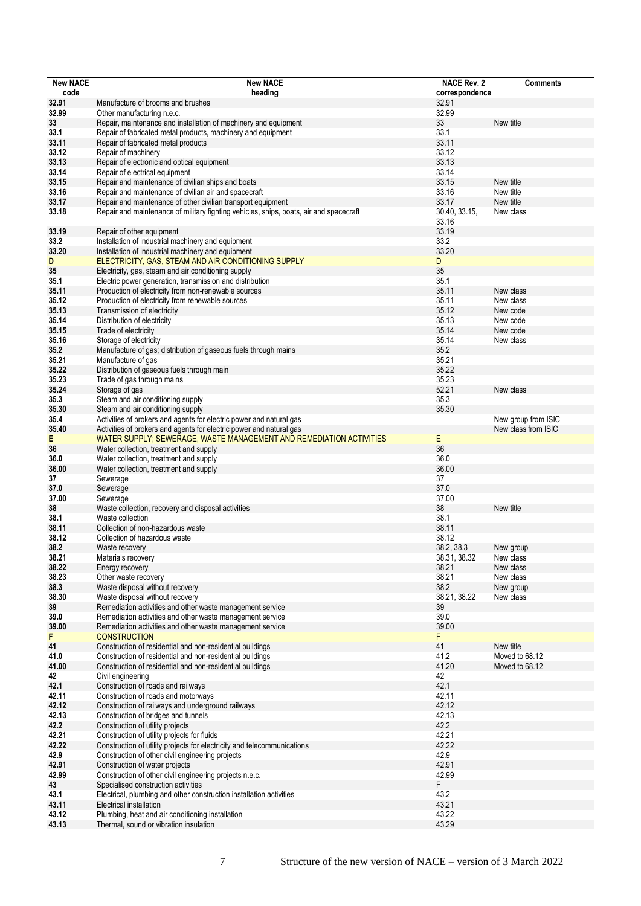| New NACE code | New NACE heading | NACE Rev. 2 correspondence | Comments |
|---|---|---|---|
| **32.91** | Manufacture of brooms and brushes | 32.91 | |
| **32.99** | Other manufacturing n.e.c. | 32.99 | |
| **33** | Repair, maintenance and installation of machinery and equipment | 33 | New title |
| **33.1** | Repair of fabricated metal products, machinery and equipment | 33.1 | |
| **33.11** | Repair of fabricated metal products | 33.11 | |
| **33.12** | Repair of machinery | 33.12 | |
| **33.13** | Repair of electronic and optical equipment | 33.13 | |
| **33.14** | Repair of electrical equipment | 33.14 | |
| **33.15** | Repair and maintenance of civilian ships and boats | 33.15 | New title |
| **33.16** | Repair and maintenance of civilian air and spacecraft | 33.16 | New title |
| **33.17** | Repair and maintenance of other civilian transport equipment | 33.17 | New title |
| **33.18** | Repair and maintenance of military fighting vehicles, ships, boats, air and spacecraft | 30.40, 33.15, 33.16 | New class |
| **33.19** | Repair of other equipment | 33.19 | |
| **33.2** | Installation of industrial machinery and equipment | 33.2 | |
| **33.20** | Installation of industrial machinery and equipment | 33.20 | |
| **D** | ELECTRICITY, GAS, STEAM AND AIR CONDITIONING SUPPLY | D | |
| **35** | Electricity, gas, steam and air conditioning supply | 35 | |
| **35.1** | Electric power generation, transmission and distribution | 35.1 | |
| **35.11** | Production of electricity from non-renewable sources | 35.11 | New class |
| **35.12** | Production of electricity from renewable sources | 35.11 | New class |
| **35.13** | Transmission of electricity | 35.12 | New code |
| **35.14** | Distribution of electricity | 35.13 | New code |
| **35.15** | Trade of electricity | 35.14 | New code |
| **35.16** | Storage of electricity | 35.14 | New class |
| **35.2** | Manufacture of gas; distribution of gaseous fuels through mains | 35.2 | |
| **35.21** | Manufacture of gas | 35.21 | |
| **35.22** | Distribution of gaseous fuels through main | 35.22 | |
| **35.23** | Trade of gas through mains | 35.23 | |
| **35.24** | Storage of gas | 52.21 | New class |
| **35.3** | Steam and air conditioning supply | 35.3 | |
| **35.30** | Steam and air conditioning supply | 35.30 | |
| **35.4** | Activities of brokers and agents for electric power and natural gas | | New group from ISIC |
| **35.40** | Activities of brokers and agents for electric power and natural gas | | New class from ISIC |
| **E** | WATER SUPPLY; SEWERAGE, WASTE MANAGEMENT AND REMEDIATION ACTIVITIES | E | |
| **36** | Water collection, treatment and supply | 36 | |
| **36.0** | Water collection, treatment and supply | 36.0 | |
| **36.00** | Water collection, treatment and supply | 36.00 | |
| **37** | Sewerage | 37 | |
| **37.0** | Sewerage | 37.0 | |
| **37.00** | Sewerage | 37.00 | |
| **38** | Waste collection, recovery and disposal activities | 38 | New title |
| **38.1** | Waste collection | 38.1 | |
| **38.11** | Collection of non-hazardous waste | 38.11 | |
| **38.12** | Collection of hazardous waste | 38.12 | |
| **38.2** | Waste recovery | 38.2, 38.3 | New group |
| **38.21** | Materials recovery | 38.31, 38.32 | New class |
| **38.22** | Energy recovery | 38.21 | New class |
| **38.23** | Other waste recovery | 38.21 | New class |
| **38.3** | Waste disposal without recovery | 38.2 | New group |
| **38.30** | Waste disposal without recovery | 38.21, 38.22 | New class |
| **39** | Remediation activities and other waste management service | 39 | |
| **39.0** | Remediation activities and other waste management service | 39.0 | |
| **39.00** | Remediation activities and other waste management service | 39.00 | |
| **F** | CONSTRUCTION | F | |
| **41** | Construction of residential and non-residential buildings | 41 | New title |
| **41.0** | Construction of residential and non-residential buildings | 41.2 | Moved to 68.12 |
| **41.00** | Construction of residential and non-residential buildings | 41.20 | Moved to 68.12 |
| **42** | Civil engineering | 42 | |
| **42.1** | Construction of roads and railways | 42.1 | |
| **42.11** | Construction of roads and motorways | 42.11 | |
| **42.12** | Construction of railways and underground railways | 42.12 | |
| **42.13** | Construction of bridges and tunnels | 42.13 | |
| **42.2** | Construction of utility projects | 42.2 | |
| **42.21** | Construction of utility projects for fluids | 42.21 | |
| **42.22** | Construction of utility projects for electricity and telecommunications | 42.22 | |
| **42.9** | Construction of other civil engineering projects | 42.9 | |
| **42.91** | Construction of water projects | 42.91 | |
| **42.99** | Construction of other civil engineering projects n.e.c. | 42.99 | |
| **43** | Specialised construction activities | F | |
| **43.1** | Electrical, plumbing and other construction installation activities | 43.2 | |
| **43.11** | Electrical installation | 43.21 | |
| **43.12** | Plumbing, heat and air conditioning installation | 43.22 | |
| **43.13** | Thermal, sound or vibration insulation | 43.29 | |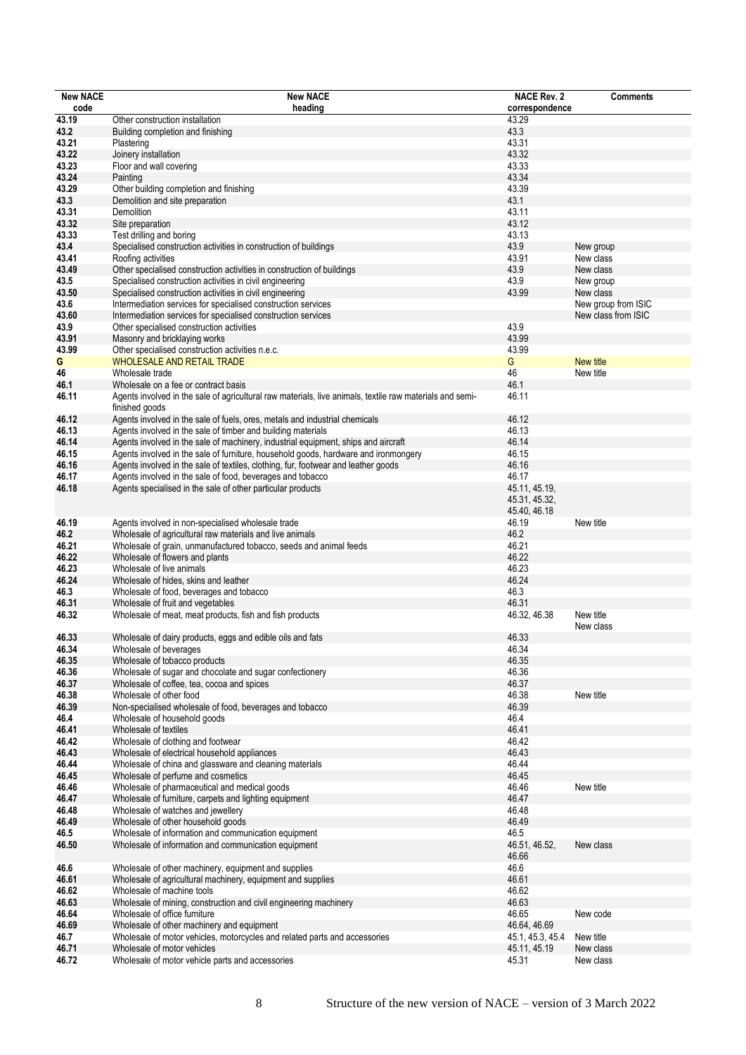| New NACE code | New NACE heading | NACE Rev. 2 correspondence | Comments |
|---|---|---|---|
| 43.19 | Other construction installation | 43.29 | |
| 43.2 | Building completion and finishing | 43.3 | |
| 43.21 | Plastering | 43.31 | |
| 43.22 | Joinery installation | 43.32 | |
| 43.23 | Floor and wall covering | 43.33 | |
| 43.24 | Painting | 43.34 | |
| 43.29 | Other building completion and finishing | 43.39 | |
| 43.3 | Demolition and site preparation | 43.1 | |
| 43.31 | Demolition | 43.11 | |
| 43.32 | Site preparation | 43.12 | |
| 43.33 | Test drilling and boring | 43.13 | |
| 43.4 | Specialised construction activities in construction of buildings | 43.9 | New group |
| 43.41 | Roofing activities | 43.91 | New class |
| 43.49 | Other specialised construction activities in construction of buildings | 43.9 | New class |
| 43.5 | Specialised construction activities in civil engineering | 43.9 | New group |
| 43.50 | Specialised construction activities in civil engineering | 43.99 | New class |
| 43.6 | Intermediation services for specialised construction services | | New group from ISIC |
| 43.60 | Intermediation services for specialised construction services | | New class from ISIC |
| 43.9 | Other specialised construction activities | 43.9 | |
| 43.91 | Masonry and bricklaying works | 43.99 | |
| 43.99 | Other specialised construction activities n.e.c. | 43.99 | |
| G | WHOLESALE AND RETAIL TRADE | G | New title |
| 46 | Wholesale trade | 46 | New title |
| 46.1 | Wholesale on a fee or contract basis | 46.1 | |
| 46.11 | Agents involved in the sale of agricultural raw materials, live animals, textile raw materials and semi-finished goods | 46.11 | |
| 46.12 | Agents involved in the sale of fuels, ores, metals and industrial chemicals | 46.12 | |
| 46.13 | Agents involved in the sale of timber and building materials | 46.13 | |
| 46.14 | Agents involved in the sale of machinery, industrial equipment, ships and aircraft | 46.14 | |
| 46.15 | Agents involved in the sale of furniture, household goods, hardware and ironmongery | 46.15 | |
| 46.16 | Agents involved in the sale of textiles, clothing, fur, footwear and leather goods | 46.16 | |
| 46.17 | Agents involved in the sale of food, beverages and tobacco | 46.17 | |
| 46.18 | Agents specialised in the sale of other particular products | 45.11, 45.19, 45.31, 45.32, 45.40, 46.18 | |
| 46.19 | Agents involved in non-specialised wholesale trade | 46.19 | New title |
| 46.2 | Wholesale of agricultural raw materials and live animals | 46.2 | |
| 46.21 | Wholesale of grain, unmanufactured tobacco, seeds and animal feeds | 46.21 | |
| 46.22 | Wholesale of flowers and plants | 46.22 | |
| 46.23 | Wholesale of live animals | 46.23 | |
| 46.24 | Wholesale of hides, skins and leather | 46.24 | |
| 46.3 | Wholesale of food, beverages and tobacco | 46.3 | |
| 46.31 | Wholesale of fruit and vegetables | 46.31 | |
| 46.32 | Wholesale of meat, meat products, fish and fish products | 46.32, 46.38 | New title New class |
| 46.33 | Wholesale of dairy products, eggs and edible oils and fats | 46.33 | |
| 46.34 | Wholesale of beverages | 46.34 | |
| 46.35 | Wholesale of tobacco products | 46.35 | |
| 46.36 | Wholesale of sugar and chocolate and sugar confectionery | 46.36 | |
| 46.37 | Wholesale of coffee, tea, cocoa and spices | 46.37 | |
| 46.38 | Wholesale of other food | 46.38 | New title |
| 46.39 | Non-specialised wholesale of food, beverages and tobacco | 46.39 | |
| 46.4 | Wholesale of household goods | 46.4 | |
| 46.41 | Wholesale of textiles | 46.41 | |
| 46.42 | Wholesale of clothing and footwear | 46.42 | |
| 46.43 | Wholesale of electrical household appliances | 46.43 | |
| 46.44 | Wholesale of china and glassware and cleaning materials | 46.44 | |
| 46.45 | Wholesale of perfume and cosmetics | 46.45 | |
| 46.46 | Wholesale of pharmaceutical and medical goods | 46.46 | New title |
| 46.47 | Wholesale of furniture, carpets and lighting equipment | 46.47 | |
| 46.48 | Wholesale of watches and jewellery | 46.48 | |
| 46.49 | Wholesale of other household goods | 46.49 | |
| 46.5 | Wholesale of information and communication equipment | 46.5 | |
| 46.50 | Wholesale of information and communication equipment | 46.51, 46.52, 46.66 | New class |
| 46.6 | Wholesale of other machinery, equipment and supplies | 46.6 | |
| 46.61 | Wholesale of agricultural machinery, equipment and supplies | 46.61 | |
| 46.62 | Wholesale of machine tools | 46.62 | |
| 46.63 | Wholesale of mining, construction and civil engineering machinery | 46.63 | |
| 46.64 | Wholesale of office furniture | 46.65 | New code |
| 46.69 | Wholesale of other machinery and equipment | 46.64, 46.69 | |
| 46.7 | Wholesale of motor vehicles, motorcycles and related parts and accessories | 45.1, 45.3, 45.4 | New title |
| 46.71 | Wholesale of motor vehicles | 45.11, 45.19 | New class |
| 46.72 | Wholesale of motor vehicle parts and accessories | 45.31 | New class |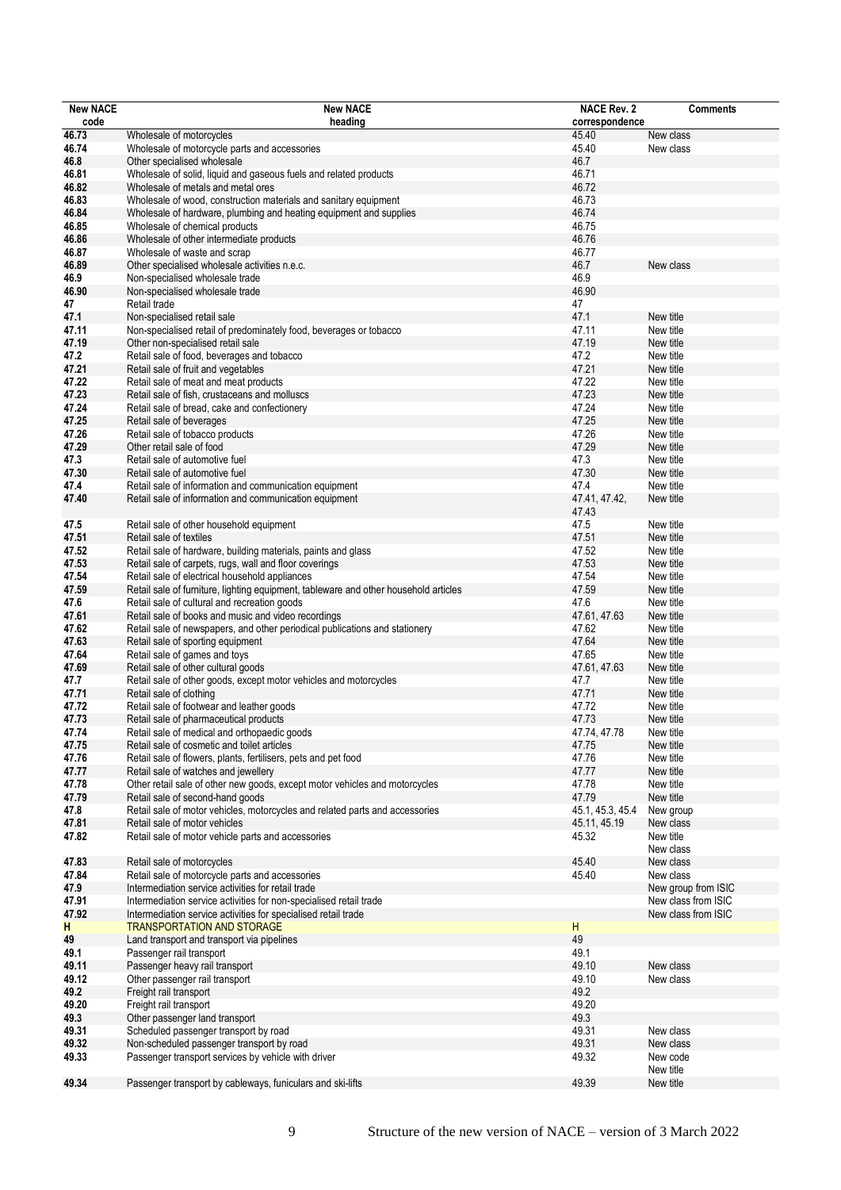| New NACE code | New NACE heading | NACE Rev. 2 correspondence | Comments |
|---|---|---|---|
| 46.73 | Wholesale of motorcycles | 45.40 | New class |
| 46.74 | Wholesale of motorcycle parts and accessories | 45.40 | New class |
| 46.8 | Other specialised wholesale | 46.7 | |
| 46.81 | Wholesale of solid, liquid and gaseous fuels and related products | 46.71 | |
| 46.82 | Wholesale of metals and metal ores | 46.72 | |
| 46.83 | Wholesale of wood, construction materials and sanitary equipment | 46.73 | |
| 46.84 | Wholesale of hardware, plumbing and heating equipment and supplies | 46.74 | |
| 46.85 | Wholesale of chemical products | 46.75 | |
| 46.86 | Wholesale of other intermediate products | 46.76 | |
| 46.87 | Wholesale of waste and scrap | 46.77 | |
| 46.89 | Other specialised wholesale activities n.e.c. | 46.7 | New class |
| 46.9 | Non-specialised wholesale trade | 46.9 | |
| 46.90 | Non-specialised wholesale trade | 46.90 | |
| 47 | Retail trade | 47 | |
| 47.1 | Non-specialised retail sale | 47.1 | New title |
| 47.11 | Non-specialised retail of predominately food, beverages or tobacco | 47.11 | New title |
| 47.19 | Other non-specialised retail sale | 47.19 | New title |
| 47.2 | Retail sale of food, beverages and tobacco | 47.2 | New title |
| 47.21 | Retail sale of fruit and vegetables | 47.21 | New title |
| 47.22 | Retail sale of meat and meat products | 47.22 | New title |
| 47.23 | Retail sale of fish, crustaceans and molluscs | 47.23 | New title |
| 47.24 | Retail sale of bread, cake and confectionery | 47.24 | New title |
| 47.25 | Retail sale of beverages | 47.25 | New title |
| 47.26 | Retail sale of tobacco products | 47.26 | New title |
| 47.29 | Other retail sale of food | 47.29 | New title |
| 47.3 | Retail sale of automotive fuel | 47.3 | New title |
| 47.30 | Retail sale of automotive fuel | 47.30 | New title |
| 47.4 | Retail sale of information and communication equipment | 47.4 | New title |
| 47.40 | Retail sale of information and communication equipment | 47.41, 47.42, 47.43 | New title |
| 47.5 | Retail sale of other household equipment | 47.5 | New title |
| 47.51 | Retail sale of textiles | 47.51 | New title |
| 47.52 | Retail sale of hardware, building materials, paints and glass | 47.52 | New title |
| 47.53 | Retail sale of carpets, rugs, wall and floor coverings | 47.53 | New title |
| 47.54 | Retail sale of electrical household appliances | 47.54 | New title |
| 47.59 | Retail sale of furniture, lighting equipment, tableware and other household articles | 47.59 | New title |
| 47.6 | Retail sale of cultural and recreation goods | 47.6 | New title |
| 47.61 | Retail sale of books and music and video recordings | 47.61, 47.63 | New title |
| 47.62 | Retail sale of newspapers, and other periodical publications and stationery | 47.62 | New title |
| 47.63 | Retail sale of sporting equipment | 47.64 | New title |
| 47.64 | Retail sale of games and toys | 47.65 | New title |
| 47.69 | Retail sale of other cultural goods | 47.61, 47.63 | New title |
| 47.7 | Retail sale of other goods, except motor vehicles and motorcycles | 47.7 | New title |
| 47.71 | Retail sale of clothing | 47.71 | New title |
| 47.72 | Retail sale of footwear and leather goods | 47.72 | New title |
| 47.73 | Retail sale of pharmaceutical products | 47.73 | New title |
| 47.74 | Retail sale of medical and orthopaedic goods | 47.74, 47.78 | New title |
| 47.75 | Retail sale of cosmetic and toilet articles | 47.75 | New title |
| 47.76 | Retail sale of flowers, plants, fertilisers, pets and pet food | 47.76 | New title |
| 47.77 | Retail sale of watches and jewellery | 47.77 | New title |
| 47.78 | Other retail sale of other new goods, except motor vehicles and motorcycles | 47.78 | New title |
| 47.79 | Retail sale of second-hand goods | 47.79 | New title |
| 47.8 | Retail sale of motor vehicles, motorcycles and related parts and accessories | 45.1, 45.3, 45.4 | New group |
| 47.81 | Retail sale of motor vehicles | 45.11, 45.19 | New class |
| 47.82 | Retail sale of motor vehicle parts and accessories | 45.32 | New title New class |
| 47.83 | Retail sale of motorcycles | 45.40 | New class |
| 47.84 | Retail sale of motorcycle parts and accessories | 45.40 | New class |
| 47.9 | Intermediation service activities for retail trade | | New group from ISIC |
| 47.91 | Intermediation service activities for non-specialised retail trade | | New class from ISIC |
| 47.92 | Intermediation service activities for specialised retail trade | | New class from ISIC |
| H | TRANSPORTATION AND STORAGE | H | |
| 49 | Land transport and transport via pipelines | 49 | |
| 49.1 | Passenger rail transport | 49.1 | |
| 49.11 | Passenger heavy rail transport | 49.10 | New class |
| 49.12 | Other passenger rail transport | 49.10 | New class |
| 49.2 | Freight rail transport | 49.2 | |
| 49.20 | Freight rail transport | 49.20 | |
| 49.3 | Other passenger land transport | 49.3 | |
| 49.31 | Scheduled passenger transport by road | 49.31 | New class |
| 49.32 | Non-scheduled passenger transport by road | 49.31 | New class |
| 49.33 | Passenger transport services by vehicle with driver | 49.32 | New code New title |
| 49.34 | Passenger transport by cableways, funiculars and ski-lifts | 49.39 | New title |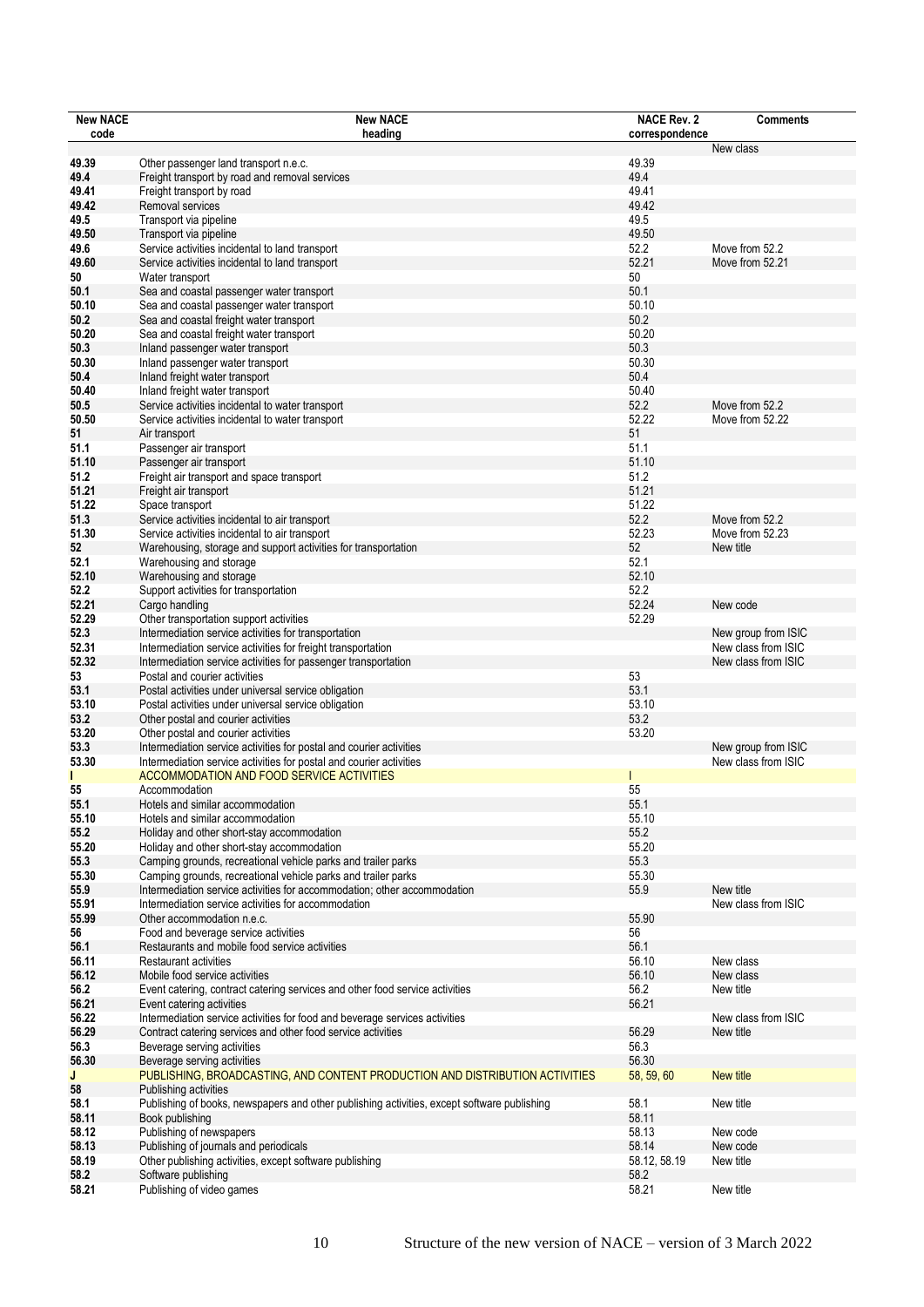| New NACE code | New NACE heading | NACE Rev. 2 correspondence | Comments |
|---|---|---|---|
| | | | New class |
| 49.39 | Other passenger land transport n.e.c. | 49.39 | |
| 49.4 | Freight transport by road and removal services | 49.4 | |
| 49.41 | Freight transport by road | 49.41 | |
| 49.42 | Removal services | 49.42 | |
| 49.5 | Transport via pipeline | 49.5 | |
| 49.50 | Transport via pipeline | 49.50 | |
| 49.6 | Service activities incidental to land transport | 52.2 | Move from 52.2 |
| 49.60 | Service activities incidental to land transport | 52.21 | Move from 52.21 |
| 50 | Water transport | 50 | |
| 50.1 | Sea and coastal passenger water transport | 50.1 | |
| 50.10 | Sea and coastal passenger water transport | 50.10 | |
| 50.2 | Sea and coastal freight water transport | 50.2 | |
| 50.20 | Sea and coastal freight water transport | 50.20 | |
| 50.3 | Inland passenger water transport | 50.3 | |
| 50.30 | Inland passenger water transport | 50.30 | |
| 50.4 | Inland freight water transport | 50.4 | |
| 50.40 | Inland freight water transport | 50.40 | |
| 50.5 | Service activities incidental to water transport | 52.2 | Move from 52.2 |
| 50.50 | Service activities incidental to water transport | 52.22 | Move from 52.22 |
| 51 | Air transport | 51 | |
| 51.1 | Passenger air transport | 51.1 | |
| 51.10 | Passenger air transport | 51.10 | |
| 51.2 | Freight air transport and space transport | 51.2 | |
| 51.21 | Freight air transport | 51.21 | |
| 51.22 | Space transport | 51.22 | |
| 51.3 | Service activities incidental to air transport | 52.2 | Move from 52.2 |
| 51.30 | Service activities incidental to air transport | 52.23 | Move from 52.23 |
| 52 | Warehousing, storage and support activities for transportation | 52 | New title |
| 52.1 | Warehousing and storage | 52.1 | |
| 52.10 | Warehousing and storage | 52.10 | |
| 52.2 | Support activities for transportation | 52.2 | |
| 52.21 | Cargo handling | 52.24 | New code |
| 52.29 | Other transportation support activities | 52.29 | |
| 52.3 | Intermediation service activities for transportation | | New group from ISIC |
| 52.31 | Intermediation service activities for freight transportation | | New class from ISIC |
| 52.32 | Intermediation service activities for passenger transportation | | New class from ISIC |
| 53 | Postal and courier activities | 53 | |
| 53.1 | Postal activities under universal service obligation | 53.1 | |
| 53.10 | Postal activities under universal service obligation | 53.10 | |
| 53.2 | Other postal and courier activities | 53.2 | |
| 53.20 | Other postal and courier activities | 53.20 | |
| 53.3 | Intermediation service activities for postal and courier activities | | New group from ISIC |
| 53.30 | Intermediation service activities for postal and courier activities | | New class from ISIC |
| I | ACCOMMODATION AND FOOD SERVICE ACTIVITIES | I | |
| 55 | Accommodation | 55 | |
| 55.1 | Hotels and similar accommodation | 55.1 | |
| 55.10 | Hotels and similar accommodation | 55.10 | |
| 55.2 | Holiday and other short-stay accommodation | 55.2 | |
| 55.20 | Holiday and other short-stay accommodation | 55.20 | |
| 55.3 | Camping grounds, recreational vehicle parks and trailer parks | 55.3 | |
| 55.30 | Camping grounds, recreational vehicle parks and trailer parks | 55.30 | |
| 55.9 | Intermediation service activities for accommodation; other accommodation | 55.9 | New title |
| 55.91 | Intermediation service activities for accommodation | | New class from ISIC |
| 55.99 | Other accommodation n.e.c. | 55.90 | |
| 56 | Food and beverage service activities | 56 | |
| 56.1 | Restaurants and mobile food service activities | 56.1 | |
| 56.11 | Restaurant activities | 56.10 | New class |
| 56.12 | Mobile food service activities | 56.10 | New class |
| 56.2 | Event catering, contract catering services and other food service activities | 56.2 | New title |
| 56.21 | Event catering activities | 56.21 | |
| 56.22 | Intermediation service activities for food and beverage services activities | | New class from ISIC |
| 56.29 | Contract catering services and other food service activities | 56.29 | New title |
| 56.3 | Beverage serving activities | 56.3 | |
| 56.30 | Beverage serving activities | 56.30 | |
| J | PUBLISHING, BROADCASTING, AND CONTENT PRODUCTION AND DISTRIBUTION ACTIVITIES | 58, 59, 60 | New title |
| 58 | Publishing activities | | |
| 58.1 | Publishing of books, newspapers and other publishing activities, except software publishing | 58.1 | New title |
| 58.11 | Book publishing | 58.11 | |
| 58.12 | Publishing of newspapers | 58.13 | New code |
| 58.13 | Publishing of journals and periodicals | 58.14 | New code |
| 58.19 | Other publishing activities, except software publishing | 58.12, 58.19 | New title |
| 58.2 | Software publishing | 58.2 | |
| 58.21 | Publishing of video games | 58.21 | New title |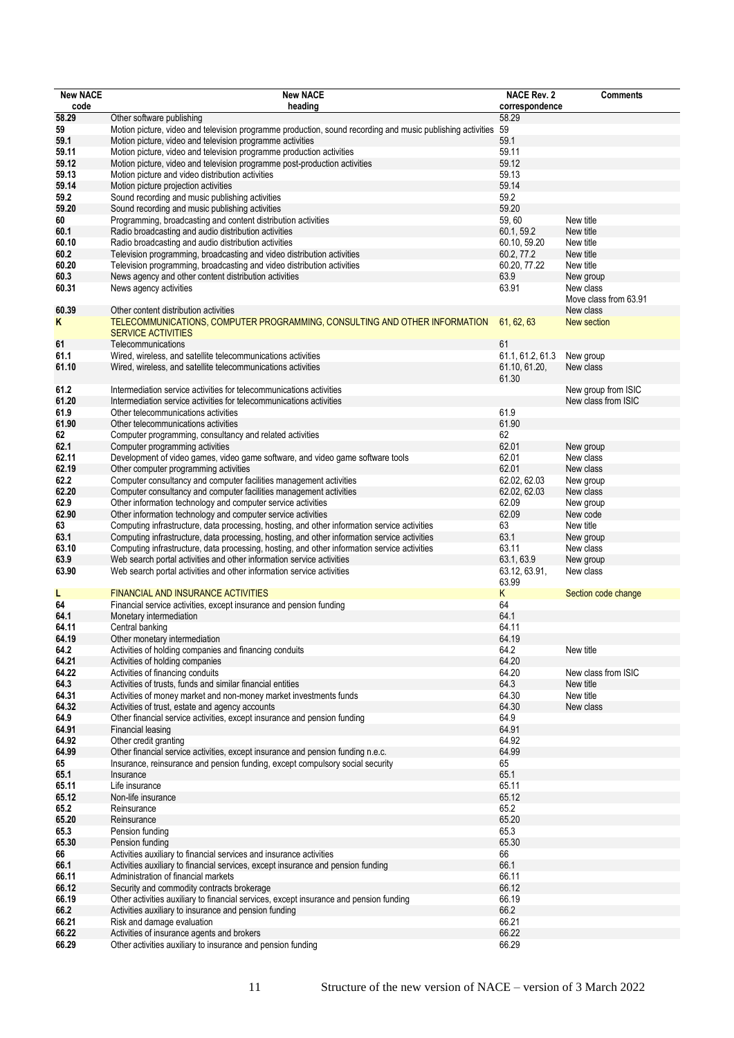| New NACE code | New NACE heading | NACE Rev. 2 correspondence | Comments |
|---|---|---|---|
| 58.29 | Other software publishing | 58.29 | |
| 59 | Motion picture, video and television programme production, sound recording and music publishing activities | 59 | |
| 59.1 | Motion picture, video and television programme activities | 59.1 | |
| 59.11 | Motion picture, video and television programme production activities | 59.11 | |
| 59.12 | Motion picture, video and television programme post-production activities | 59.12 | |
| 59.13 | Motion picture and video distribution activities | 59.13 | |
| 59.14 | Motion picture projection activities | 59.14 | |
| 59.2 | Sound recording and music publishing activities | 59.2 | |
| 59.20 | Sound recording and music publishing activities | 59.20 | |
| 60 | Programming, broadcasting and content distribution activities | 59, 60 | New title |
| 60.1 | Radio broadcasting and audio distribution activities | 60.1, 59.2 | New title |
| 60.10 | Radio broadcasting and audio distribution activities | 60.10, 59.20 | New title |
| 60.2 | Television programming, broadcasting and video distribution activities | 60.2, 77.2 | New title |
| 60.20 | Television programming, broadcasting and video distribution activities | 60.20, 77.22 | New title |
| 60.3 | News agency and other content distribution activities | 63.9 | New group |
| 60.31 | News agency activities | 63.91 | New class<br>Move class from 63.91 |
| 60.39 | Other content distribution activities | | New class |
| **K** | TELECOMMUNICATIONS, COMPUTER PROGRAMMING, CONSULTING AND OTHER INFORMATION SERVICE ACTIVITIES | 61, 62, 63 | New section |
| 61 | Telecommunications | 61 | |
| 61.1 | Wired, wireless, and satellite telecommunications activities | 61.1, 61.2, 61.3 | New group |
| 61.10 | Wired, wireless, and satellite telecommunications activities | 61.10, 61.20, 61.30 | New class |
| 61.2 | Intermediation service activities for telecommunications activities | | New group from ISIC |
| 61.20 | Intermediation service activities for telecommunications activities | | New class from ISIC |
| 61.9 | Other telecommunications activities | 61.9 | |
| 61.90 | Other telecommunications activities | 61.90 | |
| 62 | Computer programming, consultancy and related activities | 62 | |
| 62.1 | Computer programming activities | 62.01 | New group |
| 62.11 | Development of video games, video game software, and video game software tools | 62.01 | New class |
| 62.19 | Other computer programming activities | 62.01 | New class |
| 62.2 | Computer consultancy and computer facilities management activities | 62.02, 62.03 | New group |
| 62.20 | Computer consultancy and computer facilities management activities | 62.02, 62.03 | New class |
| 62.9 | Other information technology and computer service activities | 62.09 | New group |
| 62.90 | Other information technology and computer service activities | 62.09 | New code |
| 63 | Computing infrastructure, data processing, hosting, and other information service activities | 63 | New title |
| 63.1 | Computing infrastructure, data processing, hosting, and other information service activities | 63.1 | New group |
| 63.10 | Computing infrastructure, data processing, hosting, and other information service activities | 63.11 | New class |
| 63.9 | Web search portal activities and other information service activities | 63.1, 63.9 | New group |
| 63.90 | Web search portal activities and other information service activities | 63.12, 63.91, 63.99 | New class |
| **L** | FINANCIAL AND INSURANCE ACTIVITIES | K | Section code change |
| 64 | Financial service activities, except insurance and pension funding | 64 | |
| 64.1 | Monetary intermediation | 64.1 | |
| 64.11 | Central banking | 64.11 | |
| 64.19 | Other monetary intermediation | 64.19 | |
| 64.2 | Activities of holding companies and financing conduits | 64.2 | New title |
| 64.21 | Activities of holding companies | 64.20 | |
| 64.22 | Activities of financing conduits | 64.20 | New class from ISIC |
| 64.3 | Activities of trusts, funds and similar financial entities | 64.3 | New title |
| 64.31 | Activities of money market and non-money market investments funds | 64.30 | New title |
| 64.32 | Activities of trust, estate and agency accounts | 64.30 | New class |
| 64.9 | Other financial service activities, except insurance and pension funding | 64.9 | |
| 64.91 | Financial leasing | 64.91 | |
| 64.92 | Other credit granting | 64.92 | |
| 64.99 | Other financial service activities, except insurance and pension funding n.e.c. | 64.99 | |
| 65 | Insurance, reinsurance and pension funding, except compulsory social security | 65 | |
| 65.1 | Insurance | 65.1 | |
| 65.11 | Life insurance | 65.11 | |
| 65.12 | Non-life insurance | 65.12 | |
| 65.2 | Reinsurance | 65.2 | |
| 65.20 | Reinsurance | 65.20 | |
| 65.3 | Pension funding | 65.3 | |
| 65.30 | Pension funding | 65.30 | |
| 66 | Activities auxiliary to financial services and insurance activities | 66 | |
| 66.1 | Activities auxiliary to financial services, except insurance and pension funding | 66.1 | |
| 66.11 | Administration of financial markets | 66.11 | |
| 66.12 | Security and commodity contracts brokerage | 66.12 | |
| 66.19 | Other activities auxiliary to financial services, except insurance and pension funding | 66.19 | |
| 66.2 | Activities auxiliary to insurance and pension funding | 66.2 | |
| 66.21 | Risk and damage evaluation | 66.21 | |
| 66.22 | Activities of insurance agents and brokers | 66.22 | |
| 66.29 | Other activities auxiliary to insurance and pension funding | 66.29 | |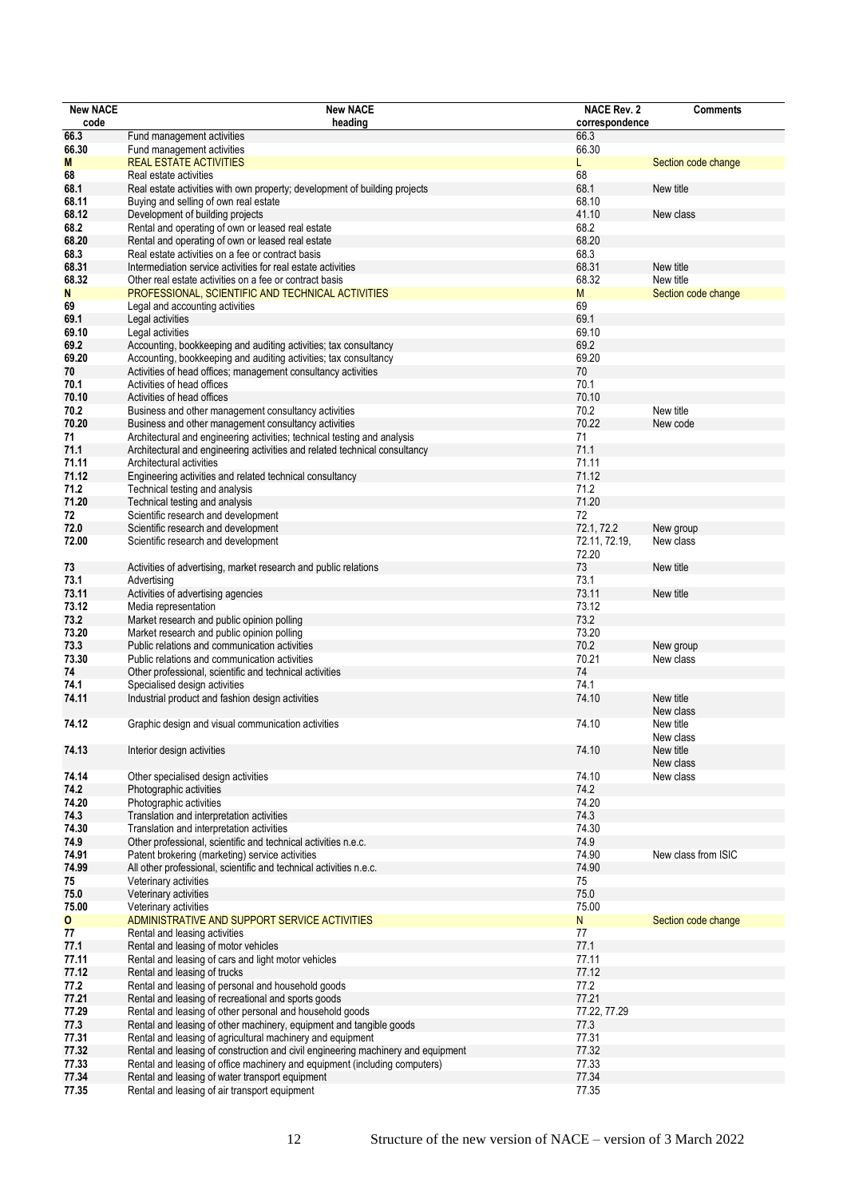| New NACE code | New NACE heading | NACE Rev. 2 correspondence | Comments |
|---|---|---|---|
| **66.3** | Fund management activities | 66.3 | |
| **66.30** | Fund management activities | 66.30 | |
| **M** | REAL ESTATE ACTIVITIES | L | Section code change |
| **68** | Real estate activities | 68 | |
| **68.1** | Real estate activities with own property; development of building projects | 68.1 | New title |
| **68.11** | Buying and selling of own real estate | 68.10 | |
| **68.12** | Development of building projects | 41.10 | New class |
| **68.2** | Rental and operating of own or leased real estate | 68.2 | |
| **68.20** | Rental and operating of own or leased real estate | 68.20 | |
| **68.3** | Real estate activities on a fee or contract basis | 68.3 | |
| **68.31** | Intermediation service activities for real estate activities | 68.31 | New title |
| **68.32** | Other real estate activities on a fee or contract basis | 68.32 | New title |
| **N** | PROFESSIONAL, SCIENTIFIC AND TECHNICAL ACTIVITIES | M | Section code change |
| **69** | Legal and accounting activities | 69 | |
| **69.1** | Legal activities | 69.1 | |
| **69.10** | Legal activities | 69.10 | |
| **69.2** | Accounting, bookkeeping and auditing activities; tax consultancy | 69.2 | |
| **69.20** | Accounting, bookkeeping and auditing activities; tax consultancy | 69.20 | |
| **70** | Activities of head offices; management consultancy activities | 70 | |
| **70.1** | Activities of head offices | 70.1 | |
| **70.10** | Activities of head offices | 70.10 | |
| **70.2** | Business and other management consultancy activities | 70.2 | New title |
| **70.20** | Business and other management consultancy activities | 70.22 | New code |
| **71** | Architectural and engineering activities; technical testing and analysis | 71 | |
| **71.1** | Architectural and engineering activities and related technical consultancy | 71.1 | |
| **71.11** | Architectural activities | 71.11 | |
| **71.12** | Engineering activities and related technical consultancy | 71.12 | |
| **71.2** | Technical testing and analysis | 71.2 | |
| **71.20** | Technical testing and analysis | 71.20 | |
| **72** | Scientific research and development | 72 | |
| **72.0** | Scientific research and development | 72.1, 72.2 | New group |
| **72.00** | Scientific research and development | 72.11, 72.19, 72.20 | New class |
| **73** | Activities of advertising, market research and public relations | 73 | New title |
| **73.1** | Advertising | 73.1 | |
| **73.11** | Activities of advertising agencies | 73.11 | New title |
| **73.12** | Media representation | 73.12 | |
| **73.2** | Market research and public opinion polling | 73.2 | |
| **73.20** | Market research and public opinion polling | 73.20 | |
| **73.3** | Public relations and communication activities | 70.2 | New group |
| **73.30** | Public relations and communication activities | 70.21 | New class |
| **74** | Other professional, scientific and technical activities | 74 | |
| **74.1** | Specialised design activities | 74.1 | |
| **74.11** | Industrial product and fashion design activities | 74.10 | New title<br>New class |
| **74.12** | Graphic design and visual communication activities | 74.10 | New title<br>New class |
| **74.13** | Interior design activities | 74.10 | New title<br>New class |
| **74.14** | Other specialised design activities | 74.10 | New class |
| **74.2** | Photographic activities | 74.2 | |
| **74.20** | Photographic activities | 74.20 | |
| **74.3** | Translation and interpretation activities | 74.3 | |
| **74.30** | Translation and interpretation activities | 74.30 | |
| **74.9** | Other professional, scientific and technical activities n.e.c. | 74.9 | |
| **74.91** | Patent brokering (marketing) service activities | 74.90 | New class from ISIC |
| **74.99** | All other professional, scientific and technical activities n.e.c. | 74.90 | |
| **75** | Veterinary activities | 75 | |
| **75.0** | Veterinary activities | 75.0 | |
| **75.00** | Veterinary activities | 75.00 | |
| **O** | ADMINISTRATIVE AND SUPPORT SERVICE ACTIVITIES | N | Section code change |
| **77** | Rental and leasing activities | 77 | |
| **77.1** | Rental and leasing of motor vehicles | 77.1 | |
| **77.11** | Rental and leasing of cars and light motor vehicles | 77.11 | |
| **77.12** | Rental and leasing of trucks | 77.12 | |
| **77.2** | Rental and leasing of personal and household goods | 77.2 | |
| **77.21** | Rental and leasing of recreational and sports goods | 77.21 | |
| **77.29** | Rental and leasing of other personal and household goods | 77.22, 77.29 | |
| **77.3** | Rental and leasing of other machinery, equipment and tangible goods | 77.3 | |
| **77.31** | Rental and leasing of agricultural machinery and equipment | 77.31 | |
| **77.32** | Rental and leasing of construction and civil engineering machinery and equipment | 77.32 | |
| **77.33** | Rental and leasing of office machinery and equipment (including computers) | 77.33 | |
| **77.34** | Rental and leasing of water transport equipment | 77.34 | |
| **77.35** | Rental and leasing of air transport equipment | 77.35 | |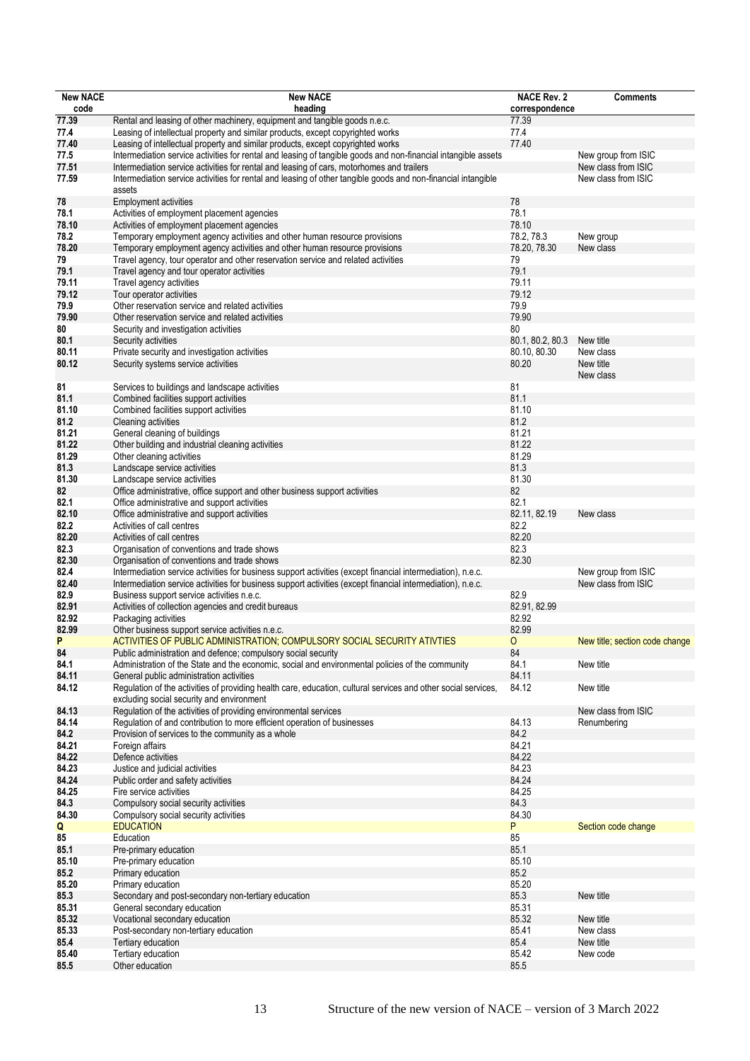| New NACE code | New NACE heading | NACE Rev. 2 correspondence | Comments |
|---|---|---|---|
| 77.39 | Rental and leasing of other machinery, equipment and tangible goods n.e.c. | 77.39 | |
| 77.4 | Leasing of intellectual property and similar products, except copyrighted works | 77.4 | |
| 77.40 | Leasing of intellectual property and similar products, except copyrighted works | 77.40 | |
| 77.5 | Intermediation service activities for rental and leasing of tangible goods and non-financial intangible assets | | New group from ISIC |
| 77.51 | Intermediation service activities for rental and leasing of cars, motorhomes and trailers | | New class from ISIC |
| 77.59 | Intermediation service activities for rental and leasing of other tangible goods and non-financial intangible assets | | New class from ISIC |
| 78 | Employment activities | 78 | |
| 78.1 | Activities of employment placement agencies | 78.1 | |
| 78.10 | Activities of employment placement agencies | 78.10 | |
| 78.2 | Temporary employment agency activities and other human resource provisions | 78.2, 78.3 | New group |
| 78.20 | Temporary employment agency activities and other human resource provisions | 78.20, 78.30 | New class |
| 79 | Travel agency, tour operator and other reservation service and related activities | 79 | |
| 79.1 | Travel agency and tour operator activities | 79.1 | |
| 79.11 | Travel agency activities | 79.11 | |
| 79.12 | Tour operator activities | 79.12 | |
| 79.9 | Other reservation service and related activities | 79.9 | |
| 79.90 | Other reservation service and related activities | 79.90 | |
| 80 | Security and investigation activities | 80 | |
| 80.1 | Security activities | 80.1, 80.2, 80.3 | New title |
| 80.11 | Private security and investigation activities | 80.10, 80.30 | New class |
| 80.12 | Security systems service activities | 80.20 | New title New class |
| 81 | Services to buildings and landscape activities | 81 | |
| 81.1 | Combined facilities support activities | 81.1 | |
| 81.10 | Combined facilities support activities | 81.10 | |
| 81.2 | Cleaning activities | 81.2 | |
| 81.21 | General cleaning of buildings | 81.21 | |
| 81.22 | Other building and industrial cleaning activities | 81.22 | |
| 81.29 | Other cleaning activities | 81.29 | |
| 81.3 | Landscape service activities | 81.3 | |
| 81.30 | Landscape service activities | 81.30 | |
| 82 | Office administrative, office support and other business support activities | 82 | |
| 82.1 | Office administrative and support activities | 82.1 | |
| 82.10 | Office administrative and support activities | 82.11, 82.19 | New class |
| 82.2 | Activities of call centres | 82.2 | |
| 82.20 | Activities of call centres | 82.20 | |
| 82.3 | Organisation of conventions and trade shows | 82.3 | |
| 82.30 | Organisation of conventions and trade shows | 82.30 | |
| 82.4 | Intermediation service activities for business support activities (except financial intermediation), n.e.c. | | New group from ISIC |
| 82.40 | Intermediation service activities for business support activities (except financial intermediation), n.e.c. | | New class from ISIC |
| 82.9 | Business support service activities n.e.c. | 82.9 | |
| 82.91 | Activities of collection agencies and credit bureaus | 82.91, 82.99 | |
| 82.92 | Packaging activities | 82.92 | |
| 82.99 | Other business support service activities n.e.c. | 82.99 | |
| P | ACTIVITIES OF PUBLIC ADMINISTRATION; COMPULSORY SOCIAL SECURITY ATIVTIES | O | New title; section code change |
| 84 | Public administration and defence; compulsory social security | 84 | |
| 84.1 | Administration of the State and the economic, social and environmental policies of the community | 84.1 | New title |
| 84.11 | General public administration activities | 84.11 | |
| 84.12 | Regulation of the activities of providing health care, education, cultural services and other social services, excluding social security and environment | 84.12 | New title |
| 84.13 | Regulation of the activities of providing environmental services | | New class from ISIC |
| 84.14 | Regulation of and contribution to more efficient operation of businesses | 84.13 | Renumbering |
| 84.2 | Provision of services to the community as a whole | 84.2 | |
| 84.21 | Foreign affairs | 84.21 | |
| 84.22 | Defence activities | 84.22 | |
| 84.23 | Justice and judicial activities | 84.23 | |
| 84.24 | Public order and safety activities | 84.24 | |
| 84.25 | Fire service activities | 84.25 | |
| 84.3 | Compulsory social security activities | 84.3 | |
| 84.30 | Compulsory social security activities | 84.30 | |
| Q | EDUCATION | P | Section code change |
| 85 | Education | 85 | |
| 85.1 | Pre-primary education | 85.1 | |
| 85.10 | Pre-primary education | 85.10 | |
| 85.2 | Primary education | 85.2 | |
| 85.20 | Primary education | 85.20 | |
| 85.3 | Secondary and post-secondary non-tertiary education | 85.3 | New title |
| 85.31 | General secondary education | 85.31 | |
| 85.32 | Vocational secondary education | 85.32 | New title |
| 85.33 | Post-secondary non-tertiary education | 85.41 | New class |
| 85.4 | Tertiary education | 85.4 | New title |
| 85.40 | Tertiary education | 85.42 | New code |
| 85.5 | Other education | 85.5 | |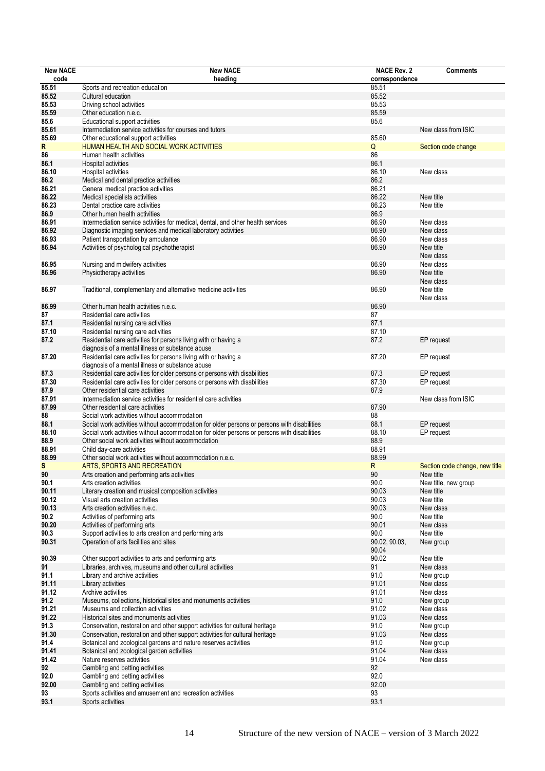| New NACE code | New NACE heading | NACE Rev. 2 correspondence | Comments |
|---|---|---|---|
| **85.51** | Sports and recreation education | 85.51 | |
| **85.52** | Cultural education | 85.52 | |
| **85.53** | Driving school activities | 85.53 | |
| **85.59** | Other education n.e.c. | 85.59 | |
| **85.6** | Educational support activities | 85.6 | |
| **85.61** | Intermediation service activities for courses and tutors | | New class from ISIC |
| **85.69** | Other educational support activities | 85.60 | |
| **R** | HUMAN HEALTH AND SOCIAL WORK ACTIVITIES | Q | Section code change |
| **86** | Human health activities | 86 | |
| **86.1** | Hospital activities | 86.1 | |
| **86.10** | Hospital activities | 86.10 | New class |
| **86.2** | Medical and dental practice activities | 86.2 | |
| **86.21** | General medical practice activities | 86.21 | |
| **86.22** | Medical specialists activities | 86.22 | New title |
| **86.23** | Dental practice care activities | 86.23 | New title |
| **86.9** | Other human health activities | 86.9 | |
| **86.91** | Intermediation service activities for medical, dental, and other health services | 86.90 | New class |
| **86.92** | Diagnostic imaging services and medical laboratory activities | 86.90 | New class |
| **86.93** | Patient transportation by ambulance | 86.90 | New class |
| **86.94** | Activities of psychological psychotherapist | 86.90 | New title New class |
| **86.95** | Nursing and midwifery activities | 86.90 | New class |
| **86.96** | Physiotherapy activities | 86.90 | New title New class |
| **86.97** | Traditional, complementary and alternative medicine activities | 86.90 | New title New class |
| **86.99** | Other human health activities n.e.c. | 86.90 | |
| **87** | Residential care activities | 87 | |
| **87.1** | Residential nursing care activities | 87.1 | |
| **87.10** | Residential nursing care activities | 87.10 | |
| **87.2** | Residential care activities for persons living with or having a diagnosis of a mental illness or substance abuse | 87.2 | EP request |
| **87.20** | Residential care activities for persons living with or having a diagnosis of a mental illness or substance abuse | 87.20 | EP request |
| **87.3** | Residential care activities for older persons or persons with disabilities | 87.3 | EP request |
| **87.30** | Residential care activities for older persons or persons with disabilities | 87.30 | EP request |
| **87.9** | Other residential care activities | 87.9 | |
| **87.91** | Intermediation service activities for residential care activities | | New class from ISIC |
| **87.99** | Other residential care activities | 87.90 | |
| **88** | Social work activities without accommodation | 88 | |
| **88.1** | Social work activities without accommodation for older persons or persons with disabilities | 88.1 | EP request |
| **88.10** | Social work activities without accommodation for older persons or persons with disabilities | 88.10 | EP request |
| **88.9** | Other social work activities without accommodation | 88.9 | |
| **88.91** | Child day-care activities | 88.91 | |
| **88.99** | Other social work activities without accommodation n.e.c. | 88.99 | |
| **S** | ARTS, SPORTS AND RECREATION | R | Section code change, new title |
| **90** | Arts creation and performing arts activities | 90 | New title |
| **90.1** | Arts creation activities | 90.0 | New title, new group |
| **90.11** | Literary creation and musical composition activities | 90.03 | New title |
| **90.12** | Visual arts creation activities | 90.03 | New title |
| **90.13** | Arts creation activities n.e.c. | 90.03 | New class |
| **90.2** | Activities of performing arts | 90.0 | New title |
| **90.20** | Activities of performing arts | 90.01 | New class |
| **90.3** | Support activities to arts creation and performing arts | 90.0 | New title |
| **90.31** | Operation of arts facilities and sites | 90.02, 90.03, 90.04 | New group |
| **90.39** | Other support activities to arts and performing arts | 90.02 | New title |
| **91** | Libraries, archives, museums and other cultural activities | 91 | New class |
| **91.1** | Library and archive activities | 91.0 | New group |
| **91.11** | Library activities | 91.01 | New class |
| **91.12** | Archive activities | 91.01 | New class |
| **91.2** | Museums, collections, historical sites and monuments activities | 91.0 | New group |
| **91.21** | Museums and collection activities | 91.02 | New class |
| **91.22** | Historical sites and monuments activities | 91.03 | New class |
| **91.3** | Conservation, restoration and other support activities for cultural heritage | 91.0 | New group |
| **91.30** | Conservation, restoration and other support activities for cultural heritage | 91.03 | New class |
| **91.4** | Botanical and zoological gardens and nature reserves activities | 91.0 | New group |
| **91.41** | Botanical and zoological garden activities | 91.04 | New class |
| **91.42** | Nature reserves activities | 91.04 | New class |
| **92** | Gambling and betting activities | 92 | |
| **92.0** | Gambling and betting activities | 92.0 | |
| **92.00** | Gambling and betting activities | 92.00 | |
| **93** | Sports activities and amusement and recreation activities | 93 | |
| **93.1** | Sports activities | 93.1 | |

Structure of the new version of NACE – version of 3 March 2022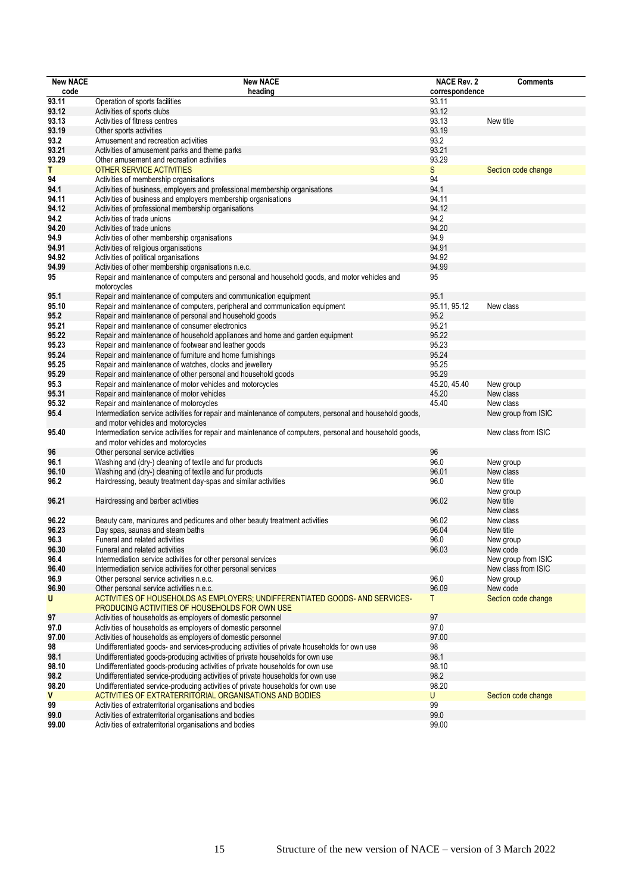| New NACE code | New NACE heading | NACE Rev. 2 correspondence | Comments |
|---|---|---|---|
| **93.11** | Operation of sports facilities | 93.11 | |
| **93.12** | Activities of sports clubs | 93.12 | |
| **93.13** | Activities of fitness centres | 93.13 | New title |
| **93.19** | Other sports activities | 93.19 | |
| **93.2** | Amusement and recreation activities | 93.2 | |
| **93.21** | Activities of amusement parks and theme parks | 93.21 | |
| **93.29** | Other amusement and recreation activities | 93.29 | |
| **T** | OTHER SERVICE ACTIVITIES | S | Section code change |
| **94** | Activities of membership organisations | 94 | |
| **94.1** | Activities of business, employers and professional membership organisations | 94.1 | |
| **94.11** | Activities of business and employers membership organisations | 94.11 | |
| **94.12** | Activities of professional membership organisations | 94.12 | |
| **94.2** | Activities of trade unions | 94.2 | |
| **94.20** | Activities of trade unions | 94.20 | |
| **94.9** | Activities of other membership organisations | 94.9 | |
| **94.91** | Activities of religious organisations | 94.91 | |
| **94.92** | Activities of political organisations | 94.92 | |
| **94.99** | Activities of other membership organisations n.e.c. | 94.99 | |
| **95** | Repair and maintenance of computers and personal and household goods, and motor vehicles and motorcycles | 95 | |
| **95.1** | Repair and maintenance of computers and communication equipment | 95.1 | |
| **95.10** | Repair and maintenance of computers, peripheral and communication equipment | 95.11, 95.12 | New class |
| **95.2** | Repair and maintenance of personal and household goods | 95.2 | |
| **95.21** | Repair and maintenance of consumer electronics | 95.21 | |
| **95.22** | Repair and maintenance of household appliances and home and garden equipment | 95.22 | |
| **95.23** | Repair and maintenance of footwear and leather goods | 95.23 | |
| **95.24** | Repair and maintenance of furniture and home furnishings | 95.24 | |
| **95.25** | Repair and maintenance of watches, clocks and jewellery | 95.25 | |
| **95.29** | Repair and maintenance of other personal and household goods | 95.29 | |
| **95.3** | Repair and maintenance of motor vehicles and motorcycles | 45.20, 45.40 | New group |
| **95.31** | Repair and maintenance of motor vehicles | 45.20 | New class |
| **95.32** | Repair and maintenance of motorcycles | 45.40 | New class |
| **95.4** | Intermediation service activities for repair and maintenance of computers, personal and household goods, and motor vehicles and motorcycles | | New group from ISIC |
| **95.40** | Intermediation service activities for repair and maintenance of computers, personal and household goods, and motor vehicles and motorcycles | | New class from ISIC |
| **96** | Other personal service activities | 96 | |
| **96.1** | Washing and (dry-) cleaning of textile and fur products | 96.0 | New group |
| **96.10** | Washing and (dry-) cleaning of textile and fur products | 96.01 | New class |
| **96.2** | Hairdressing, beauty treatment day-spas and similar activities | 96.0 | New title<br>New group |
| **96.21** | Hairdressing and barber activities | 96.02 | New title<br>New class |
| **96.22** | Beauty care, manicures and pedicures and other beauty treatment activities | 96.02 | New class |
| **96.23** | Day spas, saunas and steam baths | 96.04 | New title |
| **96.3** | Funeral and related activities | 96.0 | New group |
| **96.30** | Funeral and related activities | 96.03 | New code |
| **96.4** | Intermediation service activities for other personal services | | New group from ISIC |
| **96.40** | Intermediation service activities for other personal services | | New class from ISIC |
| **96.9** | Other personal service activities n.e.c. | 96.0 | New group |
| **96.90** | Other personal service activities n.e.c. | 96.09 | New code |
| **U** | ACTIVITIES OF HOUSEHOLDS AS EMPLOYERS; UNDIFFERENTIATED GOODS- AND SERVICES-PRODUCING ACTIVITIES OF HOUSEHOLDS FOR OWN USE | T | Section code change |
| **97** | Activities of households as employers of domestic personnel | 97 | |
| **97.0** | Activities of households as employers of domestic personnel | 97.0 | |
| **97.00** | Activities of households as employers of domestic personnel | 97.00 | |
| **98** | Undifferentiated goods- and services-producing activities of private households for own use | 98 | |
| **98.1** | Undifferentiated goods-producing activities of private households for own use | 98.1 | |
| **98.10** | Undifferentiated goods-producing activities of private households for own use | 98.10 | |
| **98.2** | Undifferentiated service-producing activities of private households for own use | 98.2 | |
| **98.20** | Undifferentiated service-producing activities of private households for own use | 98.20 | |
| **V** | ACTIVITIES OF EXTRATERRITORIAL ORGANISATIONS AND BODIES | U | Section code change |
| **99** | Activities of extraterritorial organisations and bodies | 99 | |
| **99.0** | Activities of extraterritorial organisations and bodies | 99.0 | |
| **99.00** | Activities of extraterritorial organisations and bodies | 99.00 | |